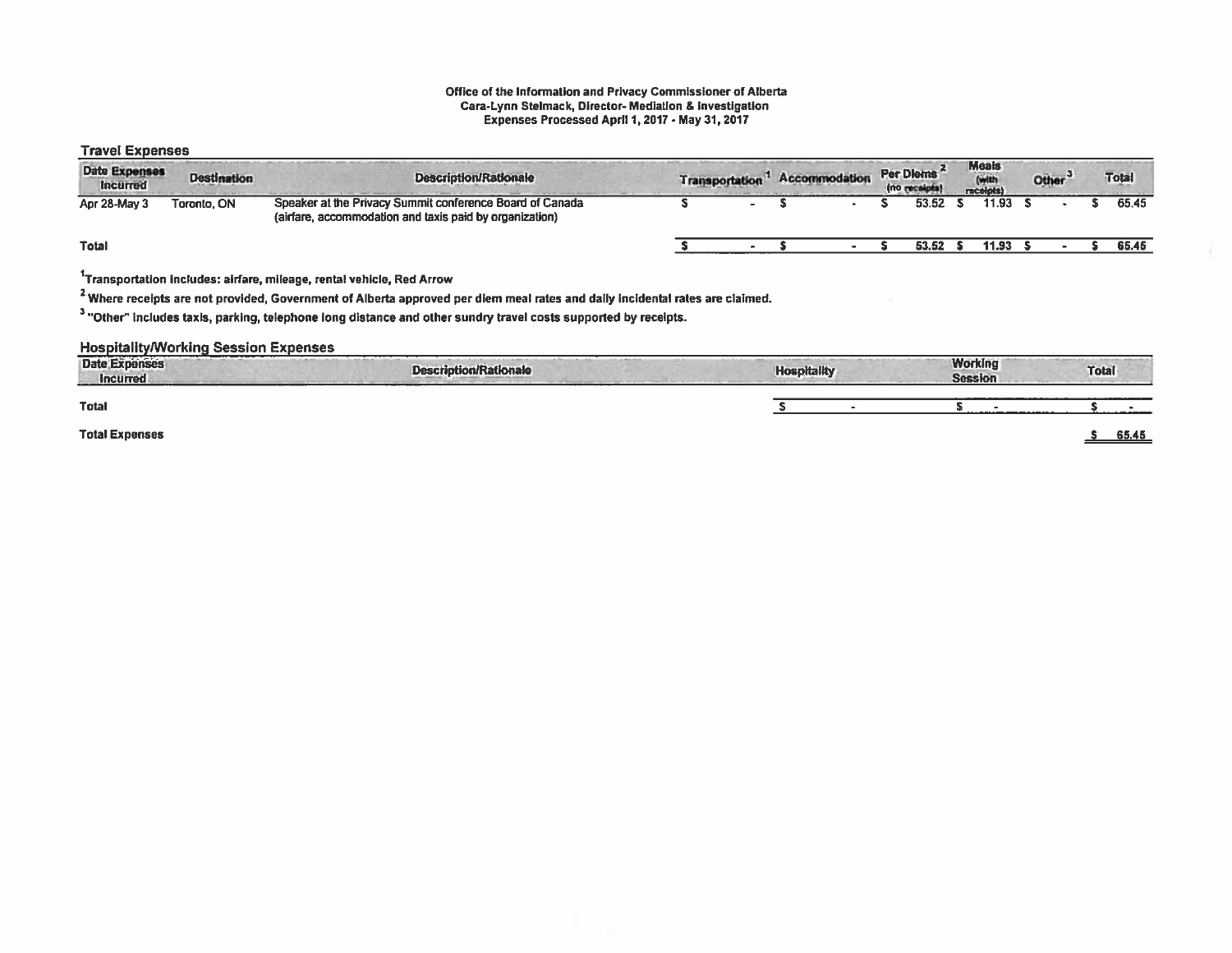**Office of the Information and Privacy Commissioner of Alberta**
**Cara-Lynn Stelmack, Director- Mediation & Investigation**
**Expenses Processed April 1, 2017 - May 31, 2017**

## Travel Expenses

| Date Expenses Incurred | Destination | Description/Rationale | Transportation[1] | Accommodation | Per Diems[2] (no receipts) | Meals (with receipts) | Other[3] | Total |
|---|---|---|---|---|---|---|---|---|
| Apr 28-May 3 | Toronto, ON | Speaker at the Privacy Summit conference Board of Canada (airfare, accommodation and taxis paid by organization) | $ - | $ - | $ 53.52 | $ 11.93 | $ - | $ 65.45 |
| **Total** | | | $ - | $ - | $ 53.52 | $ 11.93 | $ - | $ 65.45 |

[1]Transportation includes: airfare, mileage, rental vehicle, Red Arrow

[2] Where receipts are not provided, Government of Alberta approved per diem meal rates and daily incidental rates are claimed.

[3] "Other" includes taxis, parking, telephone long distance and other sundry travel costs supported by receipts.

## Hospitality/Working Session Expenses

| Date Expenses Incurred | Description/Rationale | Hospitality | Working Session | Total |
|---|---|---|---|---|
| **Total** | | $ - | $ - | $ - |

**Total Expenses** $ 65.45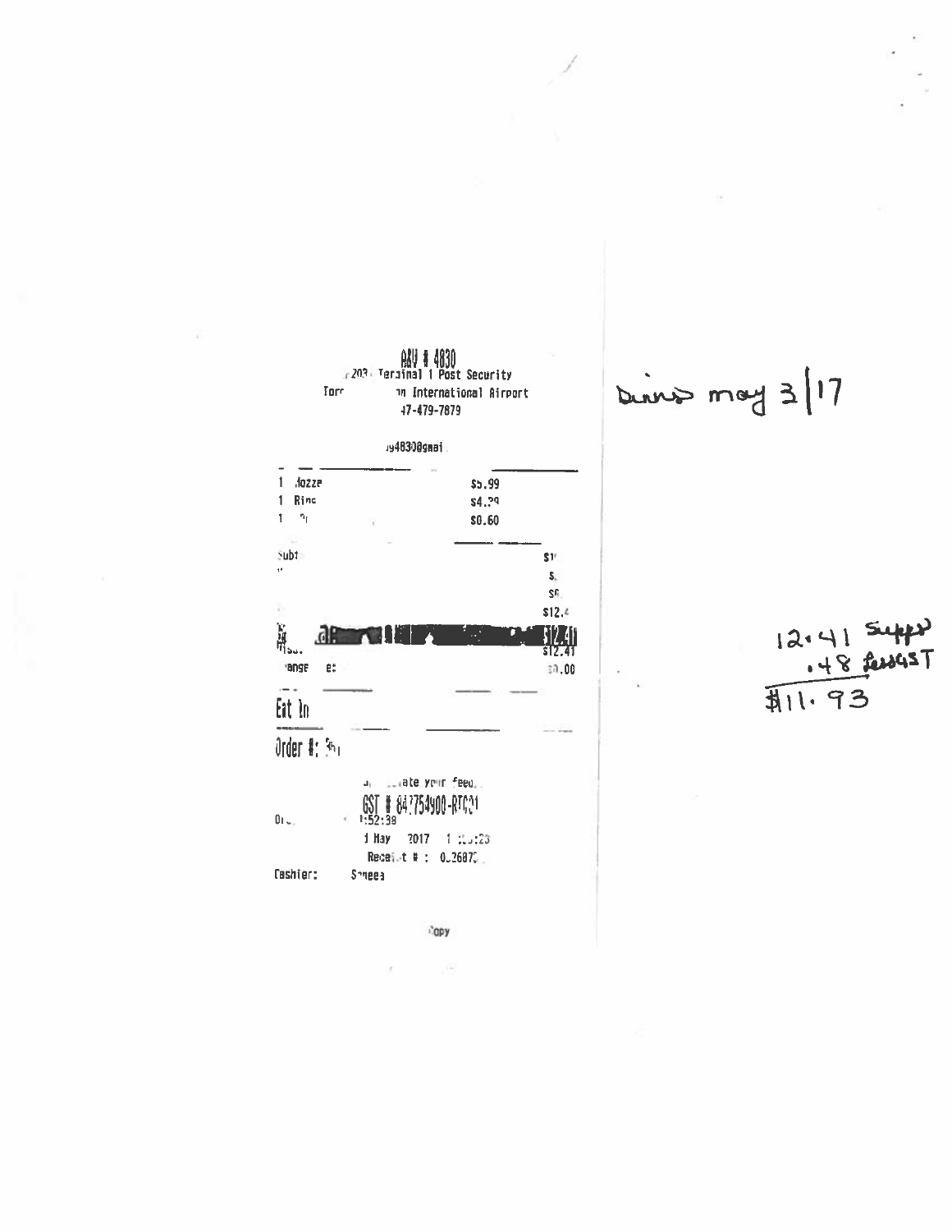A&W # 4830
203 Terminal 1 Post Security
Torr n International Airport
47-479-7879

i948308gmai

| | | |
|---|---|---|
| 1 | Mozza | $5.99 |
| 1 | Rinc | $4.29 |
| 1 | | $0.60 |

| | |
|---|---|
| Subt | $1 |
| | $ |
| | $0 |
| | $12.4 |
| | $12.41 |
| Issu | $12.41 |
| ange e: | $0.00 |

Eat In

Order #: 3

ate your feed

GST # 847754900-RT0001

Or 1:52:39

1 May 2017 1 :23

Receipt # : 026870

Cashier: Sneea

Copy

Dinner May 3/17

12.41 Supper
.48 Less GST
$11.93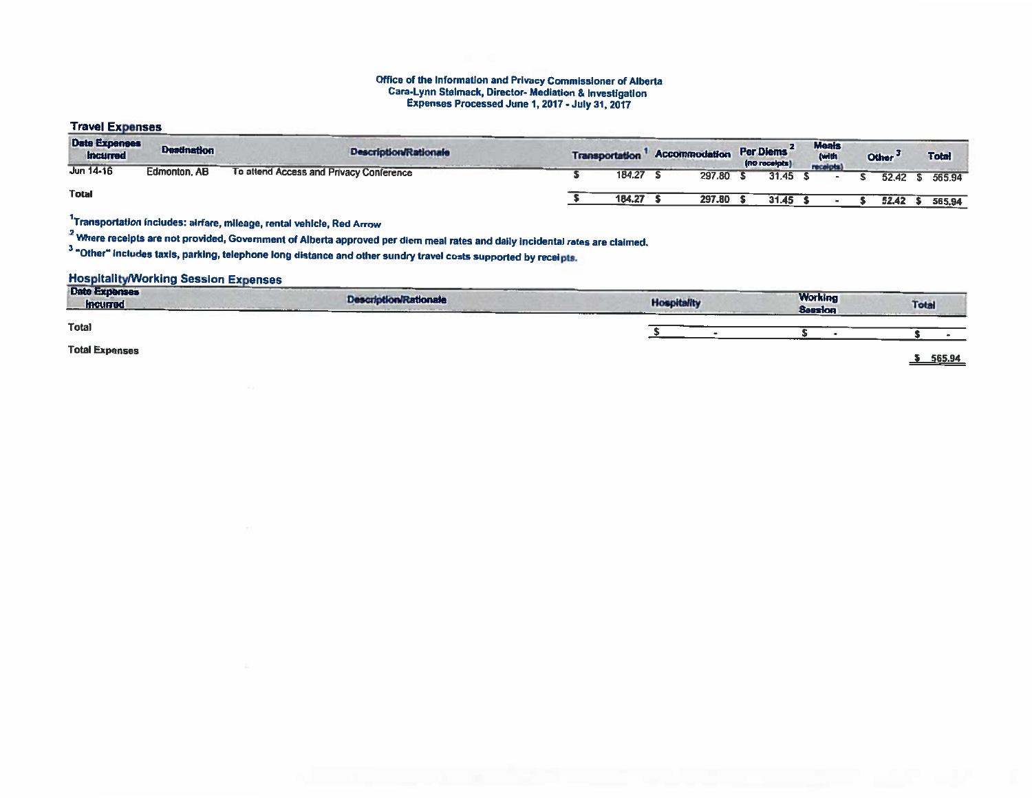Office of the Information and Privacy Commissioner of Alberta
Cara-Lynn Stelmack, Director- Mediation & Investigation
Expenses Processed June 1, 2017 - July 31, 2017

## Travel Expenses

| Date Expenses Incurred | Destination | Description/Rationale | Transportation [1] | Accommodation | Per Diems [2] (no receipts) | Meals (with receipts) | Other [3] | Total |
|---|---|---|---|---|---|---|---|---|
| Jun 14-16 | Edmonton, AB | To attend Access and Privacy Conference | $ 184.27 | $ 297.80 | $ 31.45 | $ - | $ 52.42 | $ 565.94 |
| Total | | | $ 184.27 | $ 297.80 | $ 31.45 | $ - | $ 52.42 | $ 565.94 |

[1] Transportation includes: airfare, mileage, rental vehicle, Red Arrow

[2] Where receipts are not provided, Government of Alberta approved per diem meal rates and daily incidental rates are claimed.

[3] "Other" includes taxis, parking, telephone long distance and other sundry travel costs supported by receipts.

## Hospitality/Working Session Expenses

| Date Expenses Incurred | Description/Rationale | Hospitality | Working Session | Total |
|---|---|---|---|---|
| Total | | $ - | $ - | $ - |

Total Expenses $ 565.94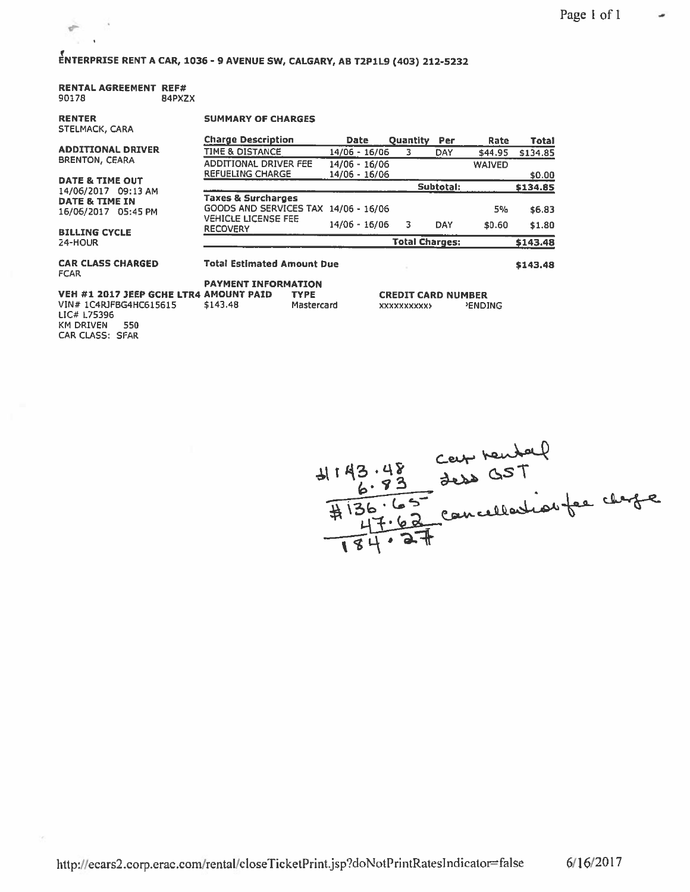**ENTERPRISE RENT A CAR, 1036 - 9 AVENUE SW, CALGARY, AB T2P1L9 (403) 212-5232**

**RENTAL AGREEMENT REF#**
90178 84PXZX

**RENTER**
STELMACK, CARA

**ADDITIONAL DRIVER**
BRENTON, CEARA

**DATE & TIME OUT**
14/06/2017 09:13 AM

**DATE & TIME IN**
16/06/2017 05:45 PM

**BILLING CYCLE**
24-HOUR

**CAR CLASS CHARGED**
FCAR

**VEH #1 2017 JEEP GCHE LTR4**
VIN# 1C4RJFBG4HC615615
LIC# L75396
KM DRIVEN 550
CAR CLASS: SFAR

**SUMMARY OF CHARGES**

| Charge Description | Date | Quantity | Per | Rate | Total |
|---|---|---|---|---|---|
| TIME & DISTANCE | 14/06 - 16/06 | 3 | DAY | $44.95 | $134.85 |
| ADDITIONAL DRIVER FEE | 14/06 - 16/06 | | | WAIVED | |
| REFUELING CHARGE | 14/06 - 16/06 | | | | $0.00 |
| | | | Subtotal: | | $134.85 |
| **Taxes & Surcharges** | | | | | |
| GOODS AND SERVICES TAX | 14/06 - 16/06 | | | 5% | $6.83 |
| VEHICLE LICENSE FEE RECOVERY | 14/06 - 16/06 | 3 | DAY | $0.60 | $1.80 |
| | | | Total Charges: | | $143.48 |
| **Total Estimated Amount Due** | | | | | **$143.48** |

**PAYMENT INFORMATION**

| AMOUNT PAID | TYPE | CREDIT CARD NUMBER |
|---|---|---|
| $143.48 | Mastercard | XXXXXXXXXX› ›ENDING |

$143.48 car rental
6.83 less GST
$136.65
47.62 cancellation fee charge
184.27

http://ecars2.corp.erac.com/rental/closeTicketPrint.jsp?doNotPrintRatesIndicator=false 6/16/2017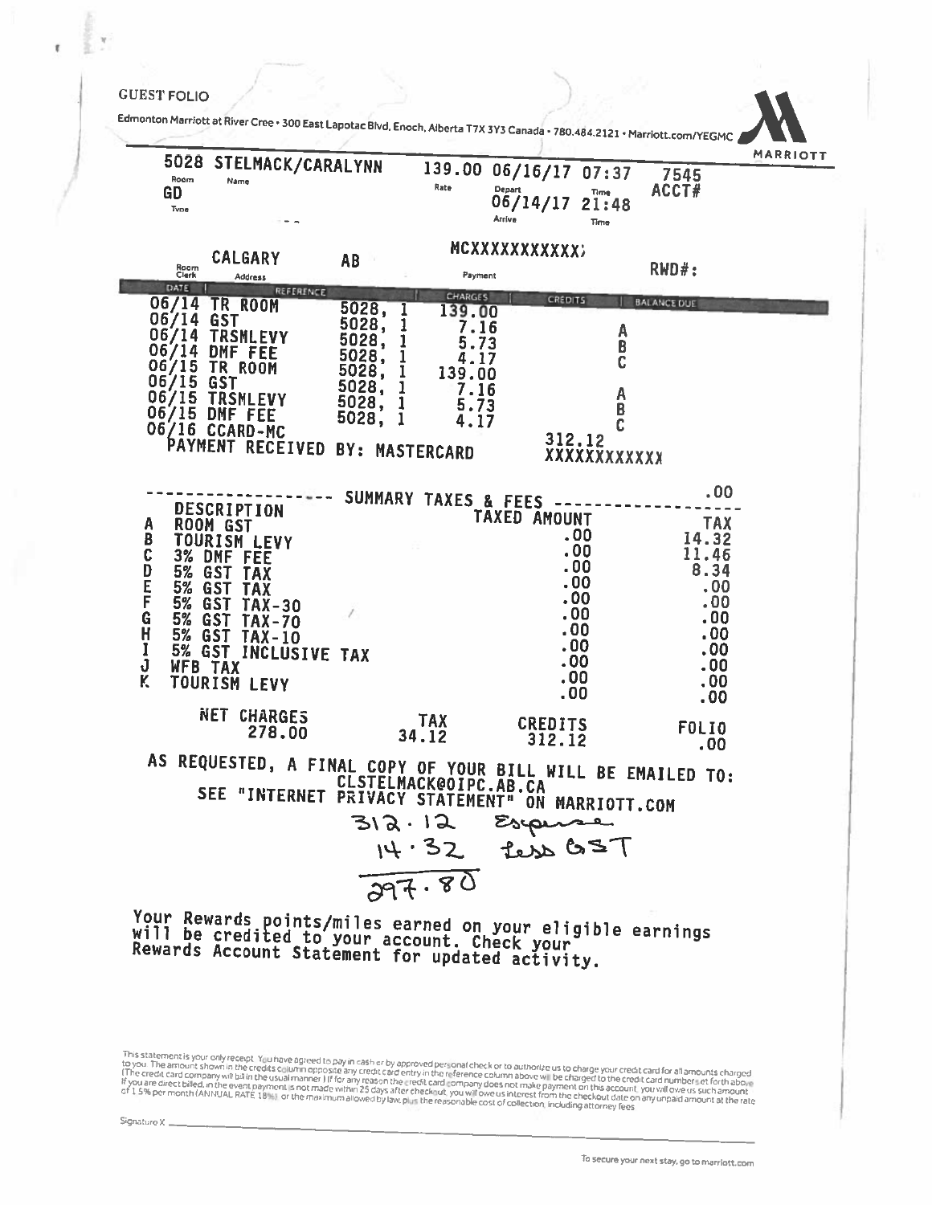GUEST FOLIO

Edmonton Marriott at River Cree • 300 East Lapotac Blvd, Enoch, Alberta T7X 3Y3 Canada • 780.484.2121 • Marriott.com/YEGMC

MARRIOTT

| | | | | |
|---|---|---|---|---|
| 5028 | STELMACK/CARALYNN | 139.00 | 06/16/17 07:37 | 7545 |
| Room | Name | Rate | Depart Time | ACCT# |
| GD | | | 06/14/17 21:48 | |
| Type | | | Arrive Time | |

| | | | |
|---|---|---|---|
| CALGARY | AB | MCXXXXXXXXXXX | RWD#: |
| Room Clerk | Address | Payment | |

| DATE | REFERENCE | | CHARGES | CREDITS | BALANCE DUE |
|---|---|---|---|---|---|
| 06/14 | TR ROOM | 5028, 1 | 139.00 | | |
| 06/14 | GST | 5028, 1 | 7.16 | A | |
| 06/14 | TRSMLEVY | 5028, 1 | 5.73 | B | |
| 06/14 | DMF FEE | 5028, 1 | 4.17 | C | |
| 06/15 | TR ROOM | 5028, 1 | 139.00 | | |
| 06/15 | GST | 5028, 1 | 7.16 | A | |
| 06/15 | TRSMLEVY | 5028, 1 | 5.73 | B | |
| 06/15 | DMF FEE | 5028, 1 | 4.17 | C | |
| 06/16 | CCARD-MC | | | 312.12 | |
| | PAYMENT RECEIVED BY: MASTERCARD | | | XXXXXXXXXXXX | |
| | | | | | .00 |

SUMMARY TAXES & FEES

| | DESCRIPTION | TAXED AMOUNT | TAX |
|---|---|---|---|
| A | ROOM GST | .00 | 14.32 |
| B | TOURISM LEVY | .00 | 11.46 |
| C | 3% DMF FEE | .00 | 8.34 |
| D | 5% GST TAX | .00 | .00 |
| E | 5% GST TAX | .00 | .00 |
| F | 5% GST TAX-30 | .00 | .00 |
| G | 5% GST TAX-70 | .00 | .00 |
| H | 5% GST TAX-10 | .00 | .00 |
| I | 5% GST INCLUSIVE TAX | .00 | .00 |
| J | WFB TAX | .00 | .00 |
| K | TOURISM LEVY | .00 | .00 |

| NET CHARGES | TAX | CREDITS | FOLIO |
|---|---|---|---|
| 278.00 | 34.12 | 312.12 | .00 |

AS REQUESTED, A FINAL COPY OF YOUR BILL WILL BE EMAILED TO: CLSTELMACK@OIPC.AB.CA

SEE "INTERNET PRIVACY STATEMENT" ON MARRIOTT.COM

312.12 Expense
14.32 Less GST
297.80

Your Rewards points/miles earned on your eligible earnings will be credited to your account. Check your Rewards Account Statement for updated activity.

This statement is your only receipt. You have agreed to pay in cash or by approved personal check or to authorize us to charge your credit card for all amounts charged to you. The amount shown in the credits column opposite any credit card entry in the reference column above will be charged to the credit card number set forth above. (The credit card company will bill in the usual manner.) If for any reason the credit card company does not make payment on this account, you will owe us such amount. If you are direct billed, in the event payment is not made within 25 days after checkout, you will owe us interest from the checkout date on any unpaid amount at the rate of 1.5% per month (ANNUAL RATE 18%), or the maximum allowed by law, plus the reasonable cost of collection, including attorney fees.

Signature X ______

To secure your next stay, go to marriott.com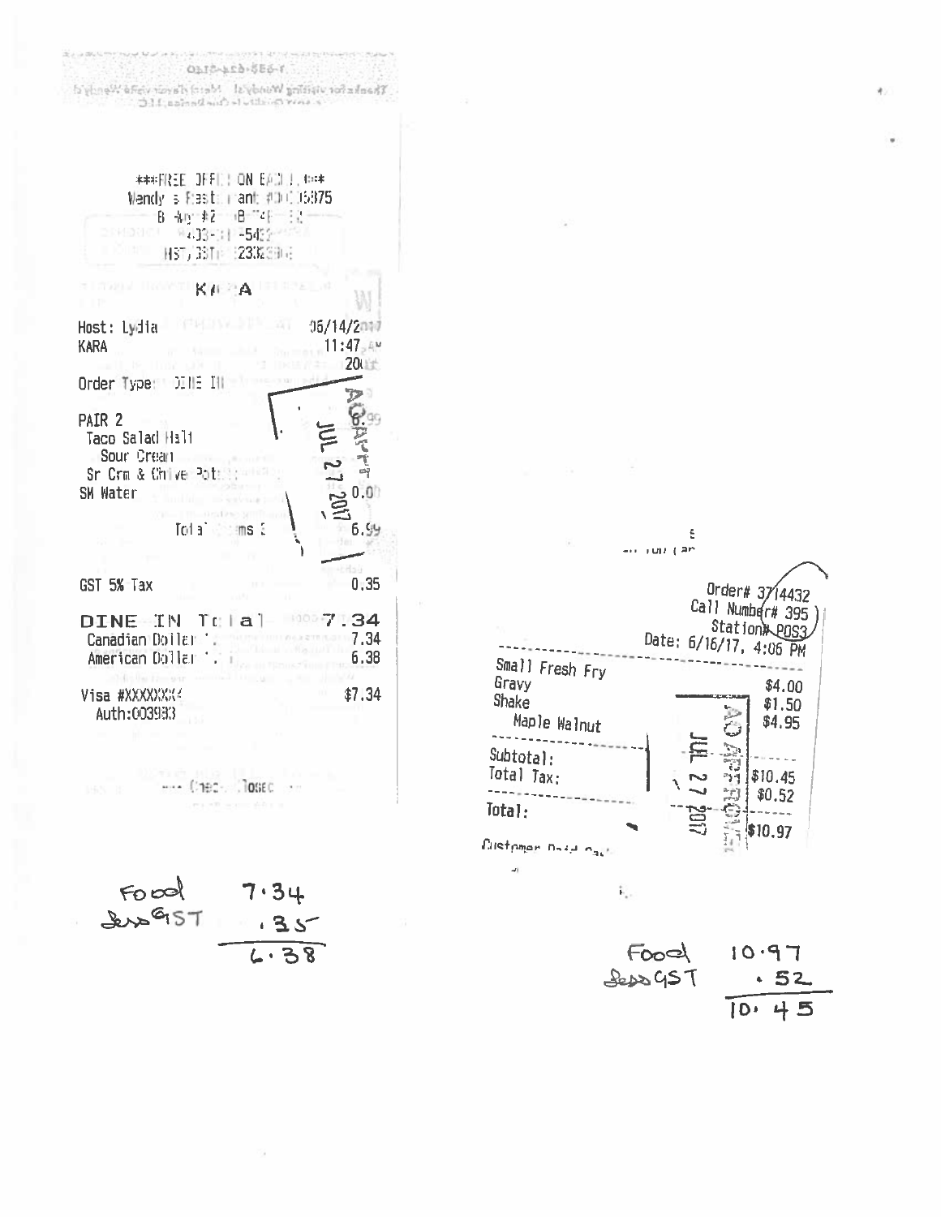***FREE OFF... ON EACH...***
Wendy's Restaurant #00005875

HST/GST# 2332...

KARA

Host: Lydia 06/14/2017
KARA 11:47 AM

Order Type: DINE IN

| | |
|---|---|
| PAIR 2 | 6.99 |
| Taco Salad Half | |
| Sour Cream | |
| Sr Crm & Chive Pot... | |
| SM Water | 0.00 |
| Total Items 2 | 6.99 |
| GST 5% Tax | 0.35 |
| **DINE IN Total** | **7.34** |
| Canadian Dollar | 7.34 |
| American Dollar | 6.38 |
| Visa #XXXXXXX4 | $7.34 |
| Auth:003933 | |

--- Check Closed ---

APPROVED JUL 27 2017

Food 7.34
less GST .35
6.38

Order# 3714432
Call Number# 395
Station# POS3
Date: 6/16/17, 4:06 PM

| | |
|---|---|
| Small Fresh Fry | $4.00 |
| Gravy | $1.50 |
| Shake | $4.95 |
| Maple Walnut | |
| Subtotal: | $10.45 |
| Total Tax: | $0.52 |
| Total: | $10.97 |

Customer Paid Cash

APPROVED JUL 27 2017

Food 10.97
less GST .52
10.45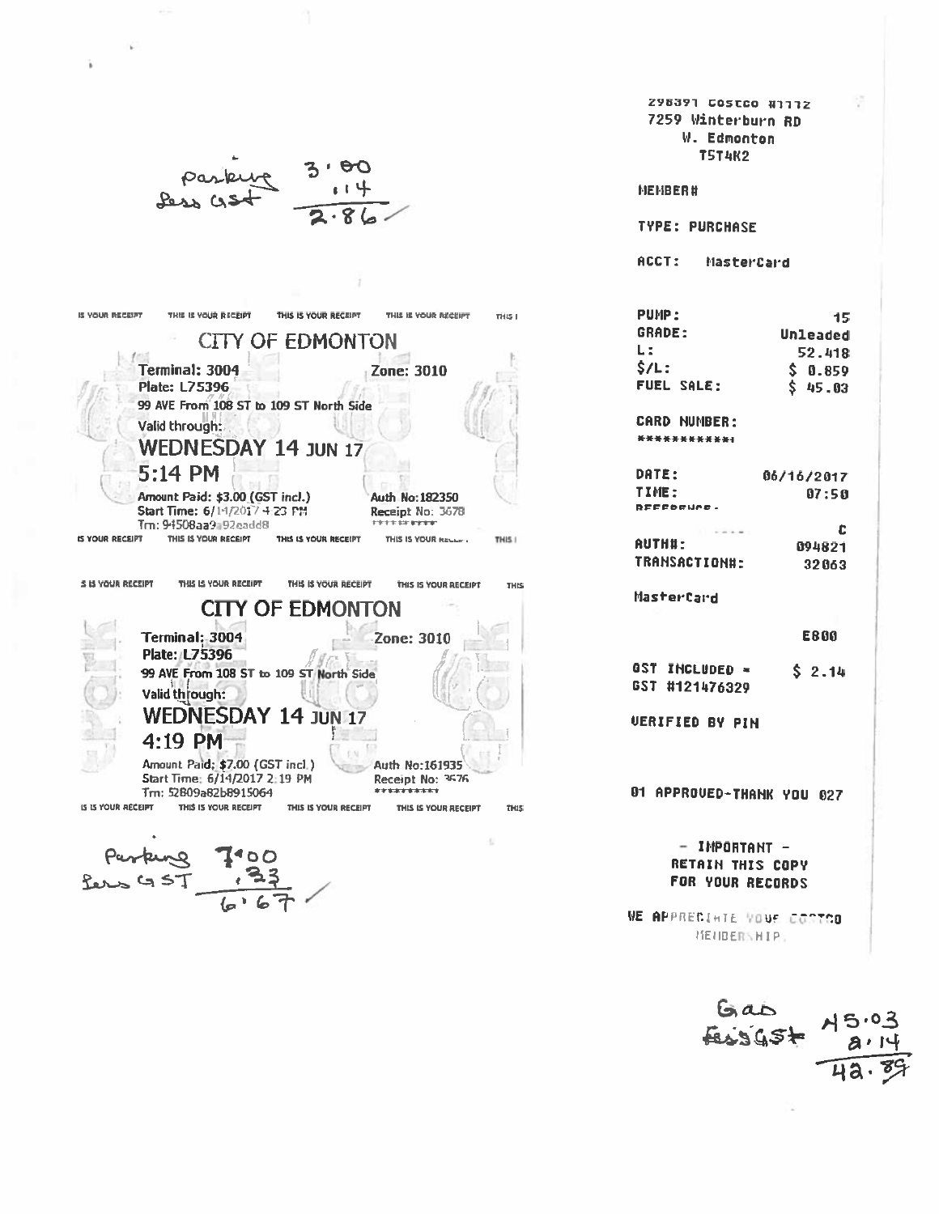Parking 3.00
Less GST .14
2.86

THIS IS YOUR RECEIPT THIS IS YOUR RECEIPT THIS IS YOUR RECEIPT THIS IS YOUR RECEIPT

**CITY OF EDMONTON**

Terminal: 3004 Zone: 3010
Plate: L75396
99 AVE From 108 ST to 109 ST North Side
Valid through:

**WEDNESDAY 14 JUN 17**

**5:14 PM**

Amount Paid: $3.00 (GST incl.) Auth No:182350
Start Time: 6/14/2017 4:23 PM Receipt No: 3678
Trn: 94508aa9a92eadd8

THIS IS YOUR RECEIPT THIS IS YOUR RECEIPT THIS IS YOUR RECEIPT THIS IS YOUR RECEIPT

THIS IS YOUR RECEIPT THIS IS YOUR RECEIPT THIS IS YOUR RECEIPT THIS IS YOUR RECEIPT

**CITY OF EDMONTON**

Terminal: 3004 Zone: 3010
Plate: L75396
99 AVE From 108 ST to 109 ST North Side
Valid through:

**WEDNESDAY 14 JUN 17**

**4:19 PM**

Amount Paid: $7.00 (GST incl.) Auth No:161935
Start Time: 6/14/2017 2:19 PM Receipt No: 3676
Trn: 52B09a82b8915064

THIS IS YOUR RECEIPT THIS IS YOUR RECEIPT THIS IS YOUR RECEIPT THIS IS YOUR RECEIPT

Parking 7.00
Less GST .33
6.67

298391 COSTCO #1112
7259 Winterburn RD
W. Edmonton
T5T4K2

MEMBER#

TYPE: PURCHASE

ACCT: MasterCard

| | |
|---|---|
| PUMP: | 15 |
| GRADE: | Unleaded |
| L: | 52.418 |
| $/L: | $ 0.859 |
| FUEL SALE: | $ 45.03 |

CARD NUMBER:
************

| | |
|---|---|
| DATE: | 06/16/2017 |
| TIME: | 07:50 |
| REFERENCE: | C |
| AUTH#: | 094821 |
| TRANSACTION#: | 32063 |

MasterCard

E800

GST INCLUDED = $ 2.14
GST #121476329

VERIFIED BY PIN

01 APPROVED-THANK YOU 027

- IMPORTANT -
RETAIN THIS COPY
FOR YOUR RECORDS

WE APPRECIATE YOUR COSTCO MEMBERSHIP.

Gas 45.03
Less GST 2.14
42.89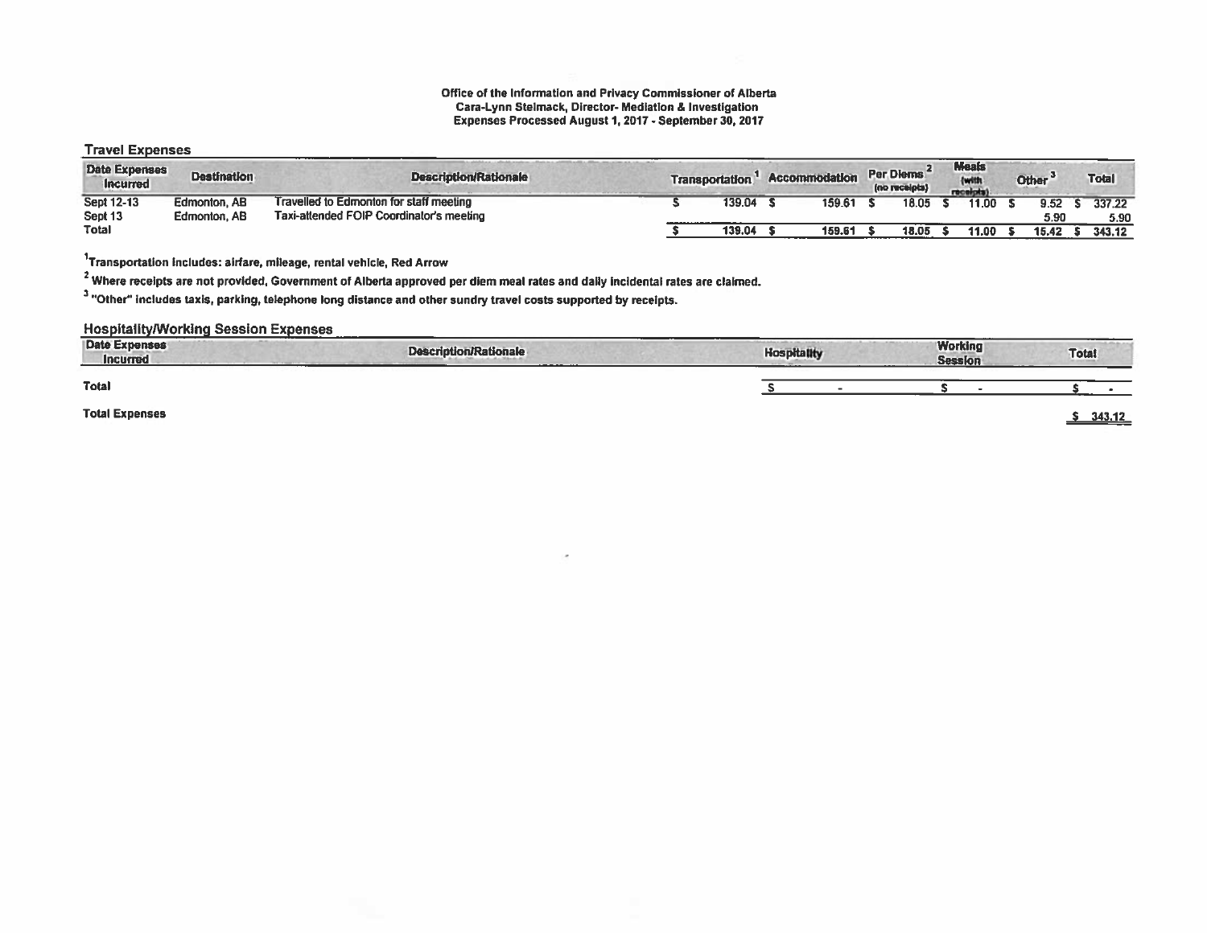**Office of the Information and Privacy Commissioner of Alberta**
**Cara-Lynn Stelmack, Director- Mediation & Investigation**
**Expenses Processed August 1, 2017 - September 30, 2017**

## Travel Expenses

| Date Expenses Incurred | Destination | Description/Rationale | Transportation[1] | Accommodation | Per Diems[2] (no receipts) | Meals (with receipts) | Other[3] | Total |
|---|---|---|---|---|---|---|---|---|
| Sept 12-13 | Edmonton, AB | Travelled to Edmonton for staff meeting | $ 139.04 | $ 159.61 | $ 18.05 | $ 11.00 | $ 9.52 | $ 337.22 |
| Sept 13 | Edmonton, AB | Taxi-attended FOIP Coordinator's meeting | | | | | 5.90 | 5.90 |
| **Total** | | | $ 139.04 | $ 159.61 | $ 18.05 | $ 11.00 | $ 15.42 | $ 343.12 |

[1]Transportation includes: airfare, mileage, rental vehicle, Red Arrow

[2] Where receipts are not provided, Government of Alberta approved per diem meal rates and daily incidental rates are claimed.

[3] "Other" includes taxis, parking, telephone long distance and other sundry travel costs supported by receipts.

## Hospitality/Working Session Expenses

| Date Expenses Incurred | Description/Rationale | Hospitality | Working Session | Total |
|---|---|---|---|---|
| **Total** | | $ - | $ - | $ - |

**Total Expenses** $ 343.12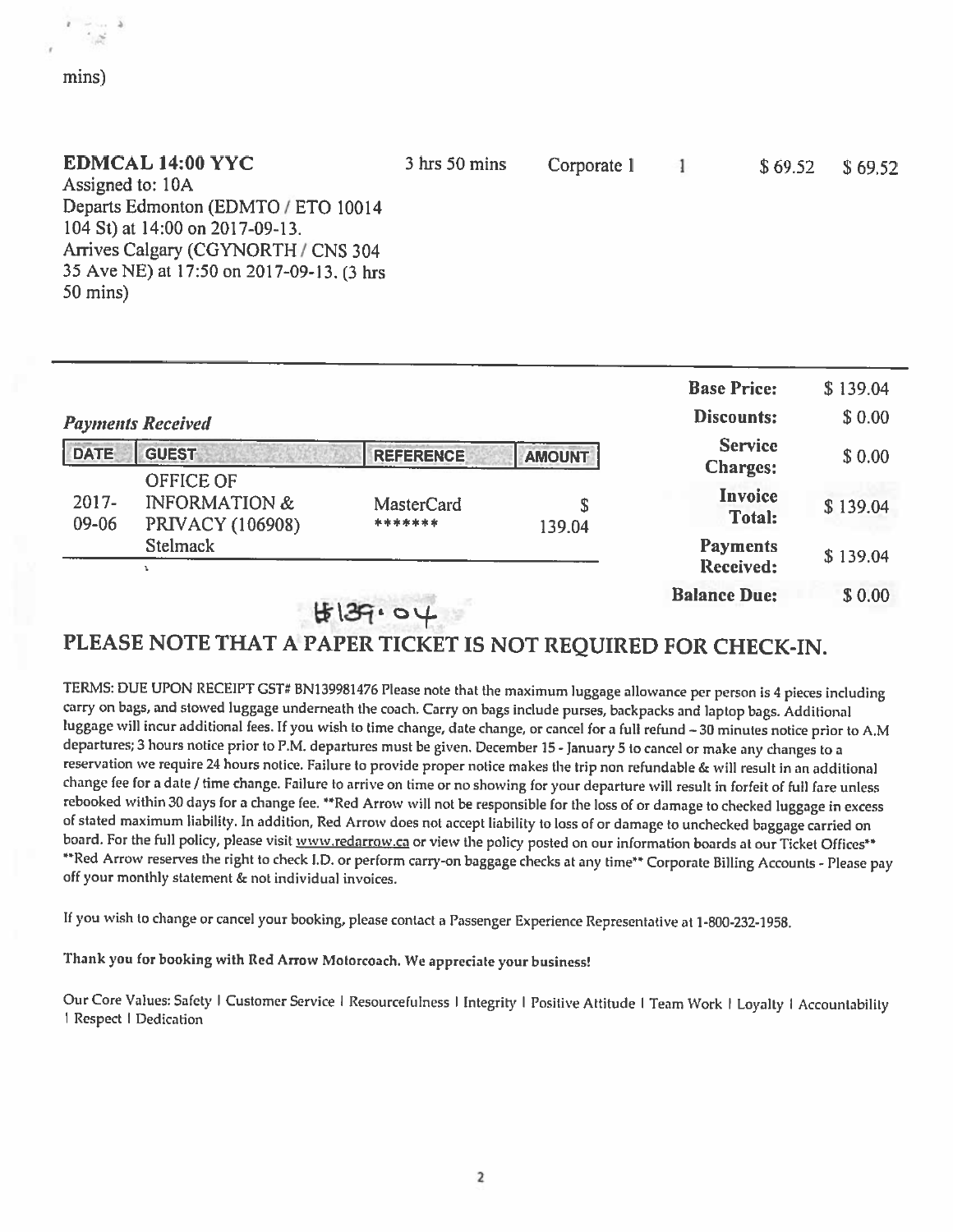mins)

| **EDMCAL 14:00 YYC** | 3 hrs 50 mins | Corporate 1 | 1 | $ 69.52 | $ 69.52 |
|---|---|---|---|---|---|
| Assigned to: 10A<br>Departs Edmonton (EDMTO / ETO 10014 104 St) at 14:00 on 2017-09-13.<br>Arrives Calgary (CGYNORTH / CNS 304 35 Ave NE) at 17:50 on 2017-09-13. (3 hrs 50 mins) | | | | | |

*Payments Received*

| DATE | GUEST | REFERENCE | AMOUNT |
|---|---|---|---|
| 2017-09-06 | OFFICE OF INFORMATION & PRIVACY (106908) Stelmack | MasterCard ******* | $ 139.04 |

| | |
|---|---|
| **Base Price:** | $ 139.04 |
| **Discounts:** | $ 0.00 |
| **Service Charges:** | $ 0.00 |
| **Invoice Total:** | $ 139.04 |
| **Payments Received:** | $ 139.04 |
| **Balance Due:** | $ 0.00 |

$139.04

## PLEASE NOTE THAT A PAPER TICKET IS NOT REQUIRED FOR CHECK-IN.

TERMS: DUE UPON RECEIPT GST# BN139981476 Please note that the maximum luggage allowance per person is 4 pieces including carry on bags, and stowed luggage underneath the coach. Carry on bags include purses, backpacks and laptop bags. Additional luggage will incur additional fees. If you wish to time change, date change, or cancel for a full refund – 30 minutes notice prior to A.M departures; 3 hours notice prior to P.M. departures must be given. December 15 - January 5 to cancel or make any changes to a reservation we require 24 hours notice. Failure to provide proper notice makes the trip non refundable & will result in an additional change fee for a date / time change. Failure to arrive on time or no showing for your departure will result in forfeit of full fare unless rebooked within 30 days for a change fee. **Red Arrow will not be responsible for the loss of or damage to checked luggage in excess of stated maximum liability. In addition, Red Arrow does not accept liability to loss of or damage to unchecked baggage carried on board. For the full policy, please visit www.redarrow.ca or view the policy posted on our information boards at our Ticket Offices** **Red Arrow reserves the right to check I.D. or perform carry-on baggage checks at any time** Corporate Billing Accounts - Please pay off your monthly statement & not individual invoices.

If you wish to change or cancel your booking, please contact a Passenger Experience Representative at 1-800-232-1958.

Thank you for booking with Red Arrow Motorcoach. We appreciate your business!

Our Core Values: Safety | Customer Service | Resourcefulness | Integrity | Positive Attitude | Team Work | Loyalty | Accountability | Respect | Dedication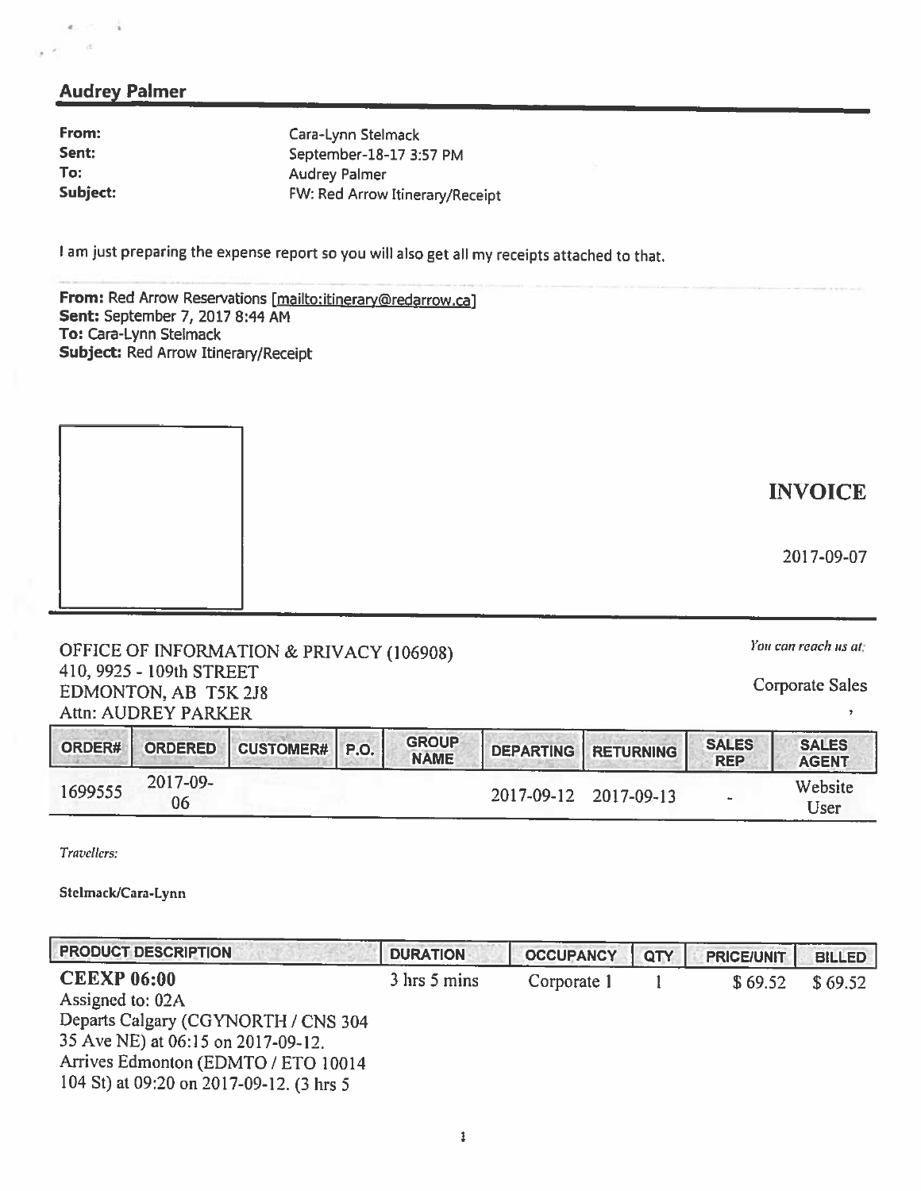## Audrey Palmer

**From:** Cara-Lynn Stelmack
**Sent:** September-18-17 3:57 PM
**To:** Audrey Palmer
**Subject:** FW: Red Arrow Itinerary/Receipt

I am just preparing the expense report so you will also get all my receipts attached to that.

**From:** Red Arrow Reservations [mailto:itinerary@redarrow.ca]
**Sent:** September 7, 2017 8:44 AM
**To:** Cara-Lynn Stelmack
**Subject:** Red Arrow Itinerary/Receipt

# INVOICE

2017-09-07

OFFICE OF INFORMATION & PRIVACY (106908)
410, 9925 - 109th STREET
EDMONTON, AB T5K 2J8
Attn: AUDREY PARKER

*You can reach us at:*

Corporate Sales

,

| ORDER# | ORDERED | CUSTOMER# | P.O. | GROUP NAME | DEPARTING | RETURNING | SALES REP | SALES AGENT |
|---|---|---|---|---|---|---|---|---|
| 1699555 | 2017-09-06 | | | | 2017-09-12 | 2017-09-13 | - | Website User |

*Travellers:*

**Stelmack/Cara-Lynn**

| PRODUCT DESCRIPTION | DURATION | OCCUPANCY | QTY | PRICE/UNIT | BILLED |
|---|---|---|---|---|---|
| **CEEXP 06:00** Assigned to: 02A Departs Calgary (CGYNORTH / CNS 304 35 Ave NE) at 06:15 on 2017-09-12. Arrives Edmonton (EDMTO / ETO 10014 104 St) at 09:20 on 2017-09-12. (3 hrs 5 | 3 hrs 5 mins | Corporate 1 | 1 | $ 69.52 | $ 69.52 |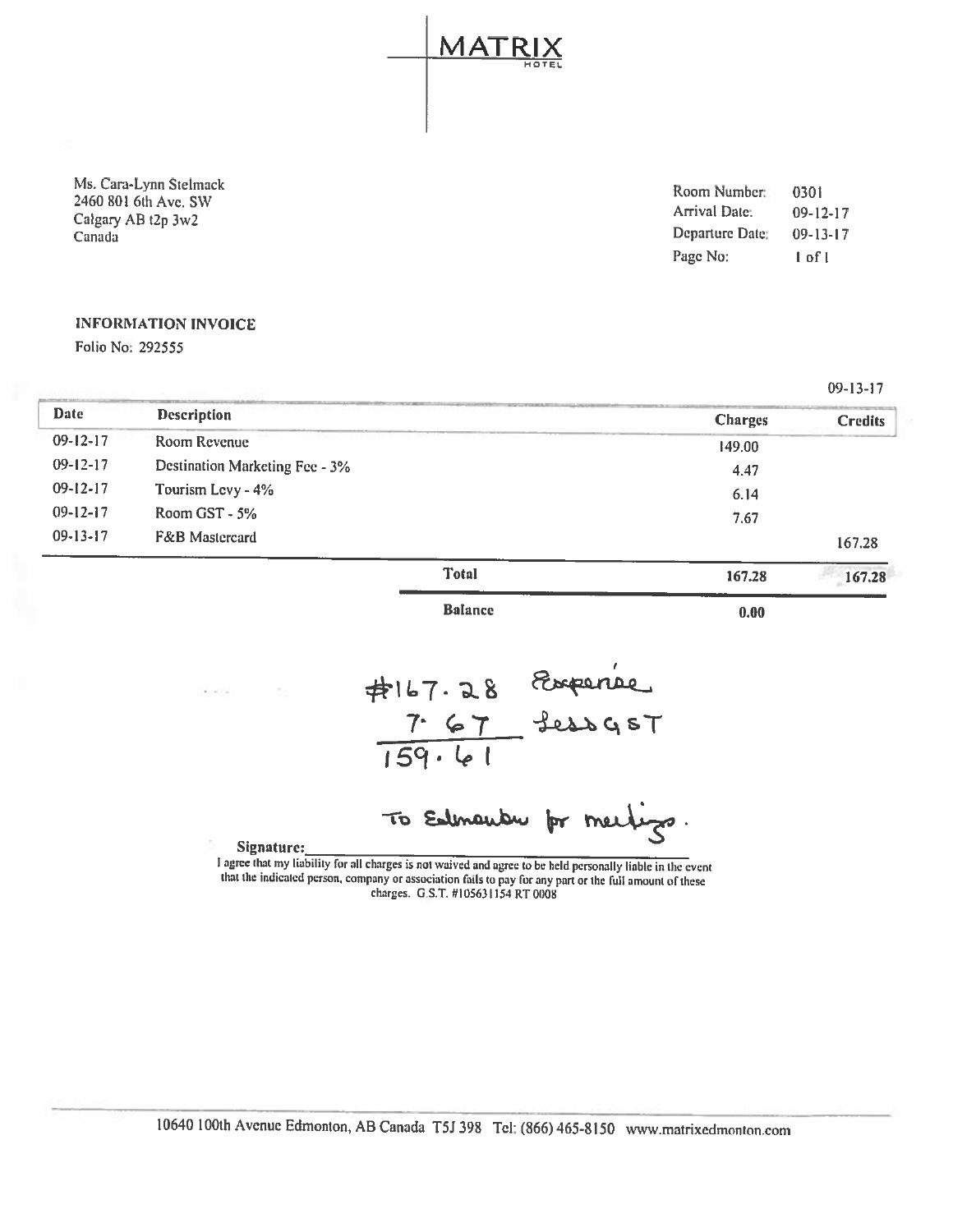# MATRIX
HOTEL

Ms. Cara-Lynn Stelmack
2460 801 6th Ave. SW
Calgary AB t2p 3w2
Canada

Room Number: 0301
Arrival Date: 09-12-17
Departure Date: 09-13-17
Page No: 1 of 1

**INFORMATION INVOICE**

Folio No: 292555

09-13-17

| Date | Description | Charges | Credits |
|---|---|---|---|
| 09-12-17 | Room Revenue | 149.00 | |
| 09-12-17 | Destination Marketing Fee - 3% | 4.47 | |
| 09-12-17 | Tourism Levy - 4% | 6.14 | |
| 09-12-17 | Room GST - 5% | 7.67 | |
| 09-13-17 | F&B Mastercard | | 167.28 |
| | **Total** | **167.28** | **167.28** |
| | **Balance** | **0.00** | |

#167.28 Expense
7.67 Less GST
159.61

To Edmonton for meetings.

**Signature:** \_\_\_\_\_\_\_\_\_\_\_\_\_\_\_\_\_\_\_\_\_\_\_\_\_\_\_\_\_\_

I agree that my liability for all charges is not waived and agree to be held personally liable in the event that the indicated person, company or association fails to pay for any part or the full amount of these charges. G.S.T. #105631154 RT 0008

10640 100th Avenue Edmonton, AB Canada T5J 398 Tel: (866) 465-8150 www.matrixedmonton.com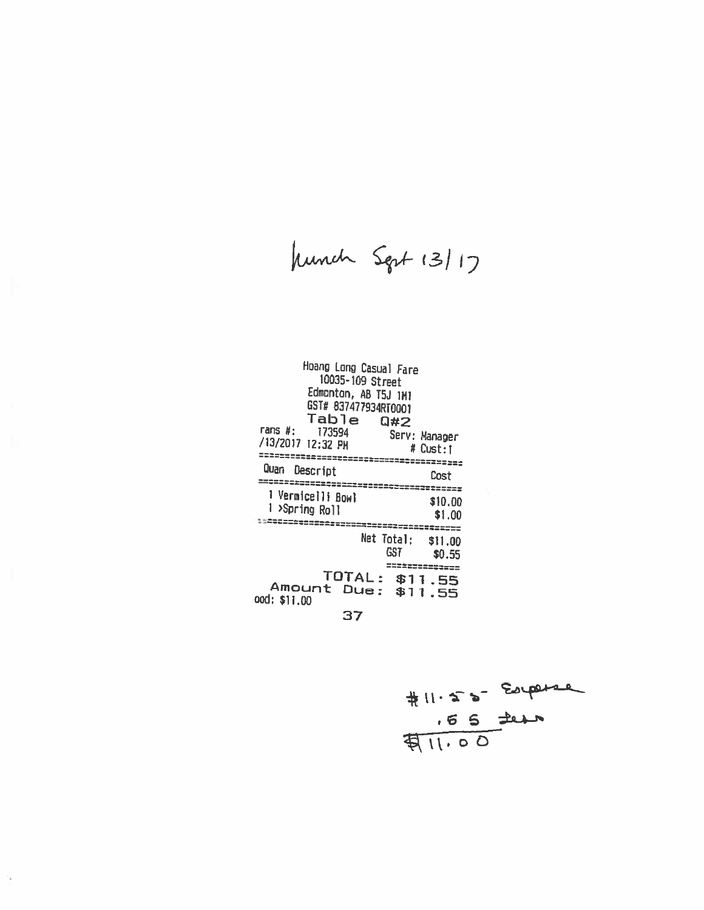Lunch Sept 13/17

Hoang Long Casual Fare
10035-109 Street
Edmonton, AB T5J 1M1
GST# 837477934RT0001
Table Q#2
rans #: 173594 Serv: Manager
/13/2017 12:32 PM # Cust:1

| Quan | Descript | Cost |
| --- | --- | --- |
| 1 | Vermicelli Bowl | $10.00 |
| 1 | >Spring Roll | $1.00 |

Net Total: $11.00
GST $0.55

TOTAL: $11.55
Amount Due: $11.55
ood: $11.00

37

$11.55 - Expense
.55 less
$11.00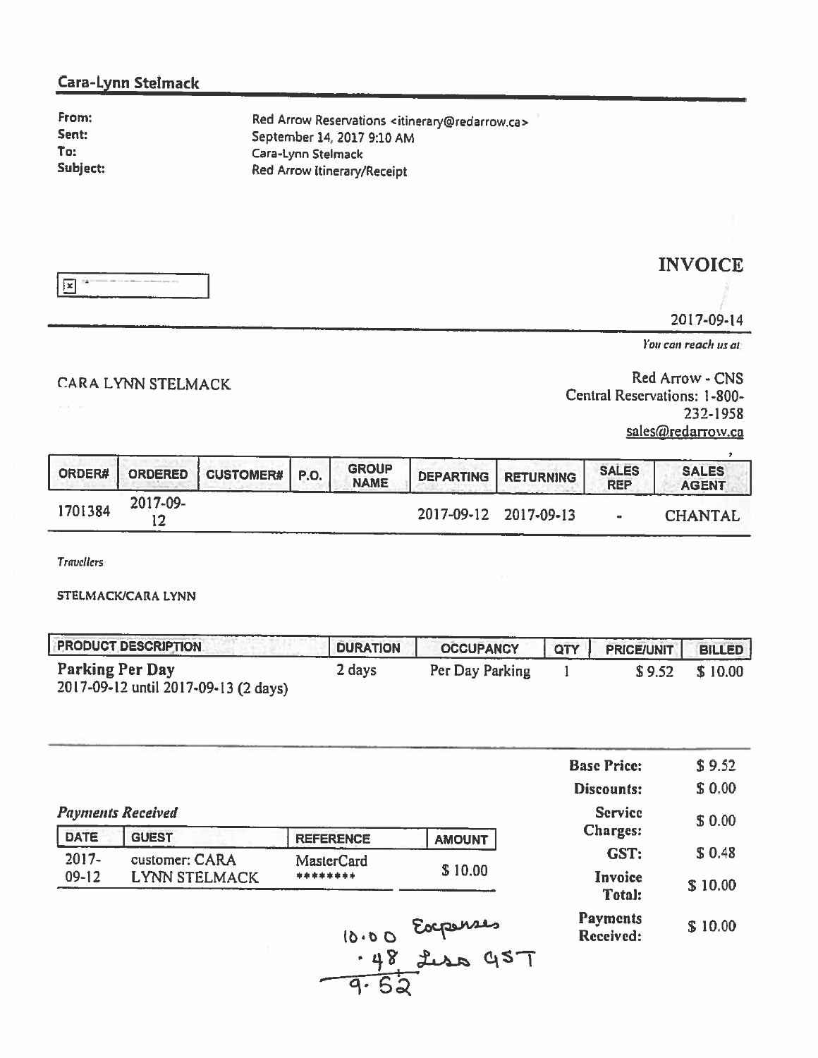## Cara-Lynn Stelmack

**From:** Red Arrow Reservations <itinerary@redarrow.ca>
**Sent:** September 14, 2017 9:10 AM
**To:** Cara-Lynn Stelmack
**Subject:** Red Arrow Itinerary/Receipt

# INVOICE

2017-09-14

*You can reach us at*

CARA LYNN STELMACK

Red Arrow - CNS
Central Reservations: 1-800-232-1958
sales@redarrow.ca

| ORDER# | ORDERED | CUSTOMER# | P.O. | GROUP NAME | DEPARTING | RETURNING | SALES REP | SALES AGENT |
|---|---|---|---|---|---|---|---|---|
| 1701384 | 2017-09-12 | | | | 2017-09-12 | 2017-09-13 | - | CHANTAL |

*Travellers*

STELMACK/CARA LYNN

| PRODUCT DESCRIPTION | DURATION | OCCUPANCY | QTY | PRICE/UNIT | BILLED |
|---|---|---|---|---|---|
| **Parking Per Day** 2017-09-12 until 2017-09-13 (2 days) | 2 days | Per Day Parking | 1 | $ 9.52 | $ 10.00 |

*Payments Received*

| DATE | GUEST | REFERENCE | AMOUNT |
|---|---|---|---|
| 2017-09-12 | customer: CARA LYNN STELMACK | MasterCard ******** | $ 10.00 |

| | |
|---|---|
| **Base Price:** | $ 9.52 |
| **Discounts:** | $ 0.00 |
| **Service Charges:** | $ 0.00 |
| **GST:** | $ 0.48 |
| **Invoice Total:** | $ 10.00 |
| **Payments Received:** | $ 10.00 |

10.00 Expenses
.48 Less GST
9.52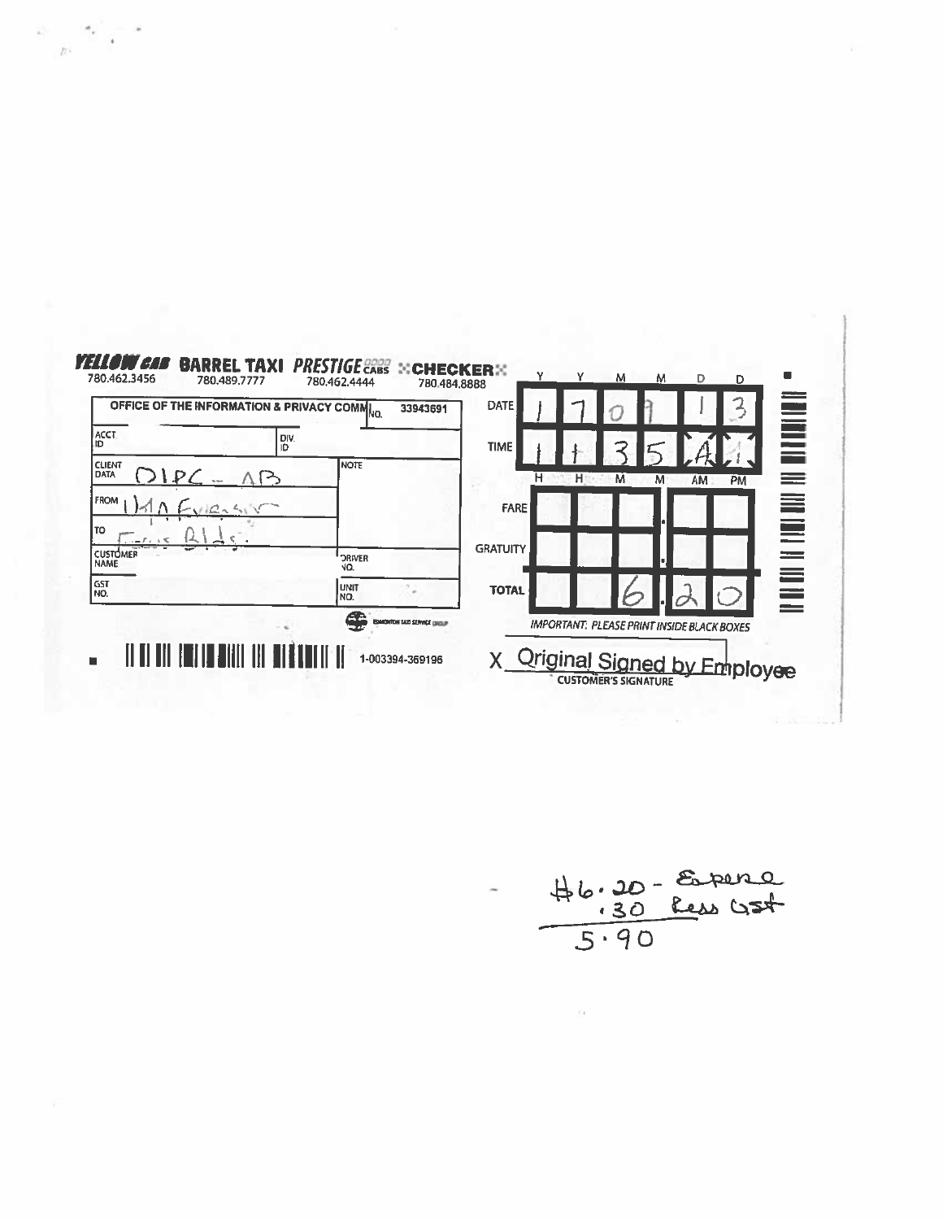**YELLOW CAB** 780.462.3456 | **BARREL TAXI** 780.489.7777 | **PRESTIGE CABS** 780.462.4444 | **CHECKER** 780.484.8888

| | | | |
|---|---|---|---|
| OFFICE OF THE INFORMATION & PRIVACY COMM | | NO. | 33943691 |
| ACCT ID | | DIV. ID | |
| CLIENT DATA | OIPC - AB | NOTE | |
| FROM | 1410 Eversw | | |
| TO | Fraser Bldg. | | |
| CUSTOMER NAME | | DRIVER NO. | |
| GST NO. | | UNIT NO. | |

| | Y | Y | M | M | D | D |
|---|---|---|---|---|---|---|
| DATE | 1 | 7 | 0 | 9 | 1 | 3 |

| | H | H | M | M | AM | PM |
|---|---|---|---|---|---|---|
| TIME | 1 | 1 | 3 | 5 | A | M |

| | | | | | |
|---|---|---|---|---|---|
| FARE | | | | . | |
| GRATUITY | | | | . | |
| TOTAL | | | 6 | . | 20 |

*IMPORTANT: PLEASE PRINT INSIDE BLACK BOXES*

EDMONTON TAXI SERVICE GROUP

1-003394-369196

X Original Signed by Employee
CUSTOMER'S SIGNATURE

$6.20 - Expense
.30 Less GST
5.90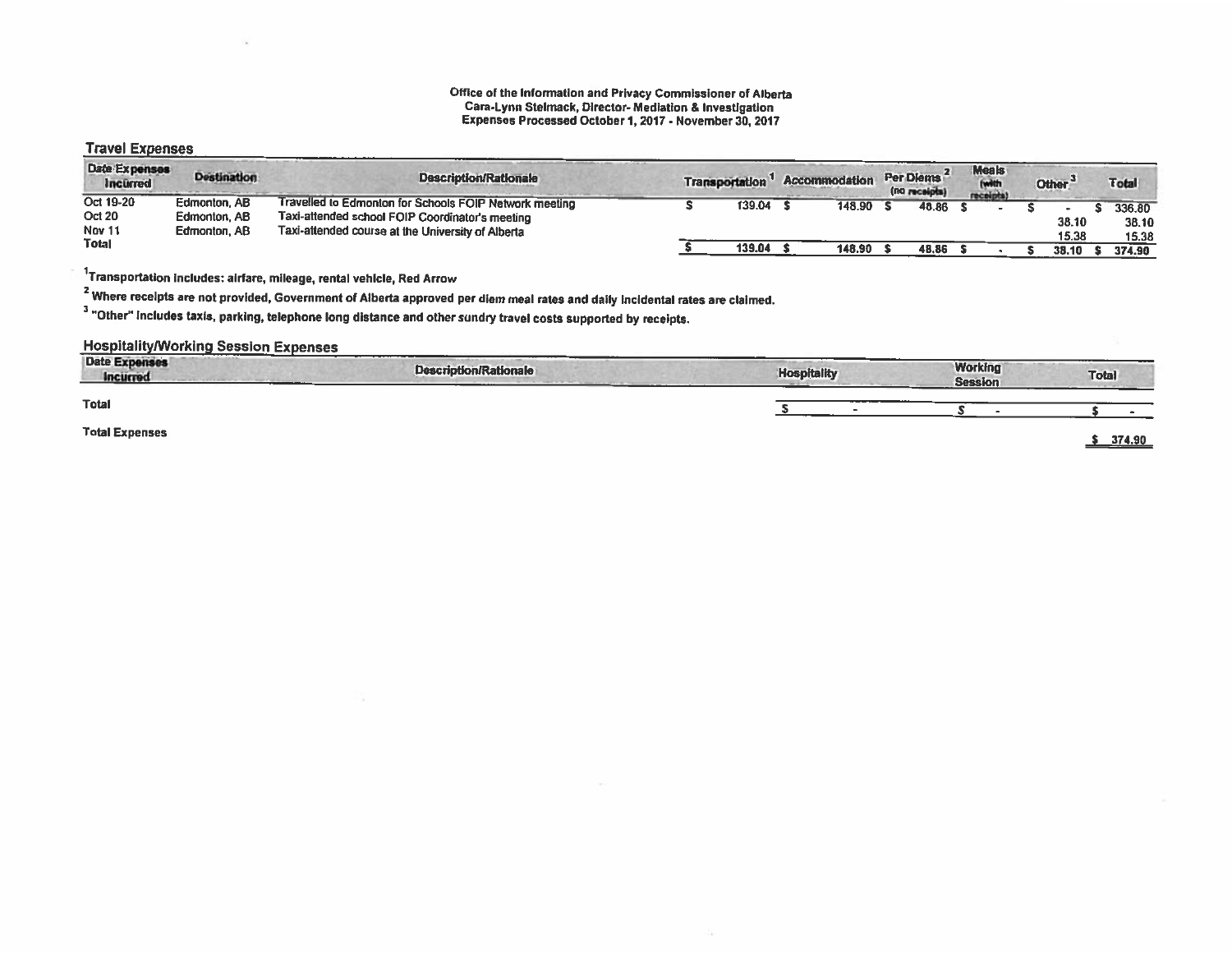Office of the Information and Privacy Commissioner of Alberta
Cara-Lynn Stelmack, Director- Mediation & Investigation
Expenses Processed October 1, 2017 - November 30, 2017

## Travel Expenses

| Date Expenses Incurred | Destination | Description/Rationale | Transportation [1] | Accommodation | Per Diems [2] (no receipts) | Meals (with receipts) | Other [3] | Total |
|---|---|---|---|---|---|---|---|---|
| Oct 19-20 | Edmonton, AB | Travelled to Edmonton for Schools FOIP Network meeting | $ 139.04 | $ 148.90 | $ 48.86 | $ - | $ - | $ 336.80 |
| Oct 20 | Edmonton, AB | Taxi-attended school FOIP Coordinator's meeting | | | | | 38.10 | 38.10 |
| Nov 11 | Edmonton, AB | Taxi-attended course at the University of Alberta | | | | | 15.38 | 15.38 |
| Total | | | $ 139.04 | $ 148.90 | $ 48.86 | $ - | $ 38.10 | $ 374.90 |

[1]Transportation includes: airfare, mileage, rental vehicle, Red Arrow

[2] Where receipts are not provided, Government of Alberta approved per diem meal rates and daily incidental rates are claimed.

[3] "Other" includes taxis, parking, telephone long distance and other sundry travel costs supported by receipts.

## Hospitality/Working Session Expenses

| Date Expenses Incurred | Description/Rationale | Hospitality | Working Session | Total |
|---|---|---|---|---|
| Total | | $ - | $ - | $ - |

**Total Expenses** $ 374.90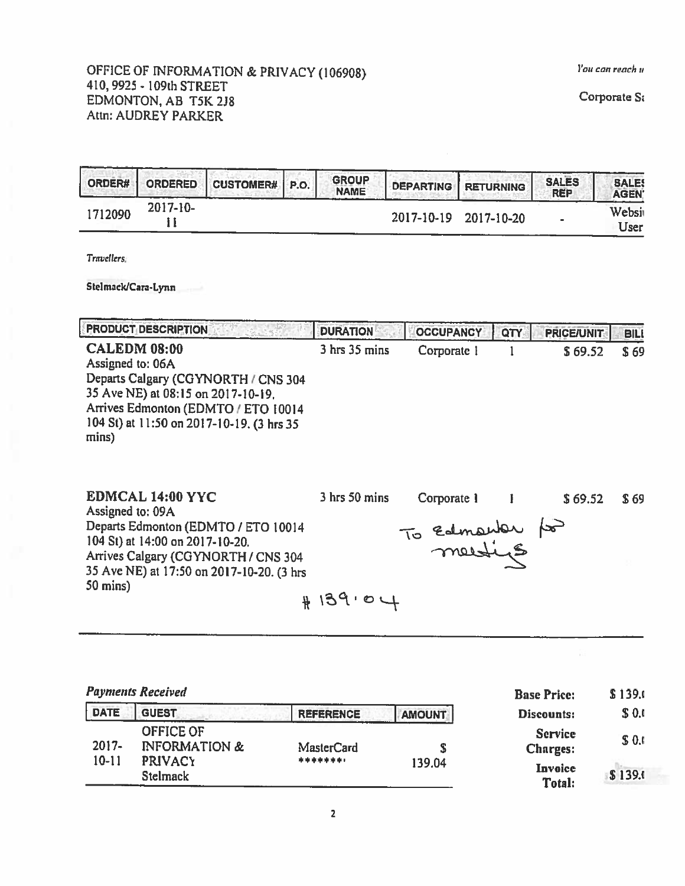OFFICE OF INFORMATION & PRIVACY (106908)
410, 9925 - 109th STREET
EDMONTON, AB T5K 2J8
Attn: AUDREY PARKER

*You can reach u*

Corporate S

| ORDER# | ORDERED | CUSTOMER# | P.O. | GROUP NAME | DEPARTING | RETURNING | SALES REP | SALES AGENT |
|---|---|---|---|---|---|---|---|---|
| 1712090 | 2017-10-11 | | | | 2017-10-19 | 2017-10-20 | - | Website User |

*Travellers.*

**Stelmack/Cara-Lynn**

| PRODUCT DESCRIPTION | DURATION | OCCUPANCY | QTY | PRICE/UNIT | BILL |
|---|---|---|---|---|---|
| **CALEDM 08:00** Assigned to: 06A Departs Calgary (CGYNORTH / CNS 304 35 Ave NE) at 08:15 on 2017-10-19. Arrives Edmonton (EDMTO / ETO 10014 104 St) at 11:50 on 2017-10-19. (3 hrs 35 mins) | 3 hrs 35 mins | Corporate 1 | 1 | $ 69.52 | $ 69 |
| **EDMCAL 14:00 YYC** Assigned to: 09A Departs Edmonton (EDMTO / ETO 10014 104 St) at 14:00 on 2017-10-20. Arrives Calgary (CGYNORTH / CNS 304 35 Ave NE) at 17:50 on 2017-10-20. (3 hrs 50 mins) | 3 hrs 50 mins | Corporate 1 | 1 | $ 69.52 | $ 69 |

To Edmonton for meetings

\# 139.04

*Payments Received*

| DATE | GUEST | REFERENCE | AMOUNT |
|---|---|---|---|
| 2017-10-11 | OFFICE OF INFORMATION & PRIVACY Stelmack | MasterCard ******** | $ 139.04 |

| | |
|---|---|
| **Base Price:** | $ 139.0 |
| **Discounts:** | $ 0.0 |
| **Service Charges:** | $ 0.0 |
| **Invoice Total:** | $ 139.0 |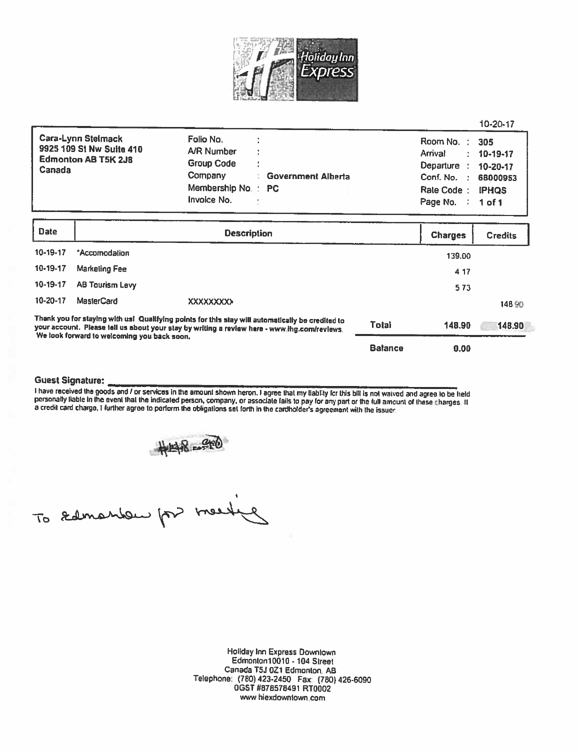Holiday Inn Express

10-20-17

| | | |
|---|---|---|
| **Cara-Lynn Stelmack**<br>**9925 109 St Nw Suite 410**<br>**Edmonton AB T5K 2J8**<br>**Canada** | Folio No. :<br>A/R Number :<br>Group Code :<br>Company : **Government Alberta**<br>Membership No. : **PC**<br>Invoice No. : | Room No. : **305**<br>Arrival : **10-19-17**<br>Departure : **10-20-17**<br>Conf. No. : **68000953**<br>Rate Code : **IPHQS**<br>Page No. : **1 of 1** |

| Date | Description | | Charges | Credits |
|---|---|---|---|---|
| 10-19-17 | *Accomodation | | 139.00 | |
| 10-19-17 | Marketing Fee | | 4 17 | |
| 10-19-17 | AB Tourism Levy | | 5 73 | |
| 10-20-17 | MasterCard | XXXXXXXX> | | 148 90 |
| | Thank you for staying with us! Qualifying points for this stay will automatically be credited to your account. Please tell us about your stay by writing a review here - www.ihg.com/reviews. We look forward to welcoming you back soon. | Total | 148.90 | 148.90 |
| | | Balance | 0.00 | |

**Guest Signature:** ___________________________

I have received the goods and / or services in the amount shown heron. I agree that my liability for this bill is not waived and agree to be held personally liable in the event that the indicated person, company, or associate fails to pay for any part or the full amount of these charges. If a credit card charge, I further agree to perform the obligations set forth in the cardholder's agreement with the issuer.

To Edmonton for meeting

Holiday Inn Express Downtown
Edmonton10010 - 104 Street
Canada T5J 0Z1 Edmonton, AB
Telephone: (780) 423-2450 Fax: (780) 426-6090
GST #878578491 RT0002
www.hiexdowntown.com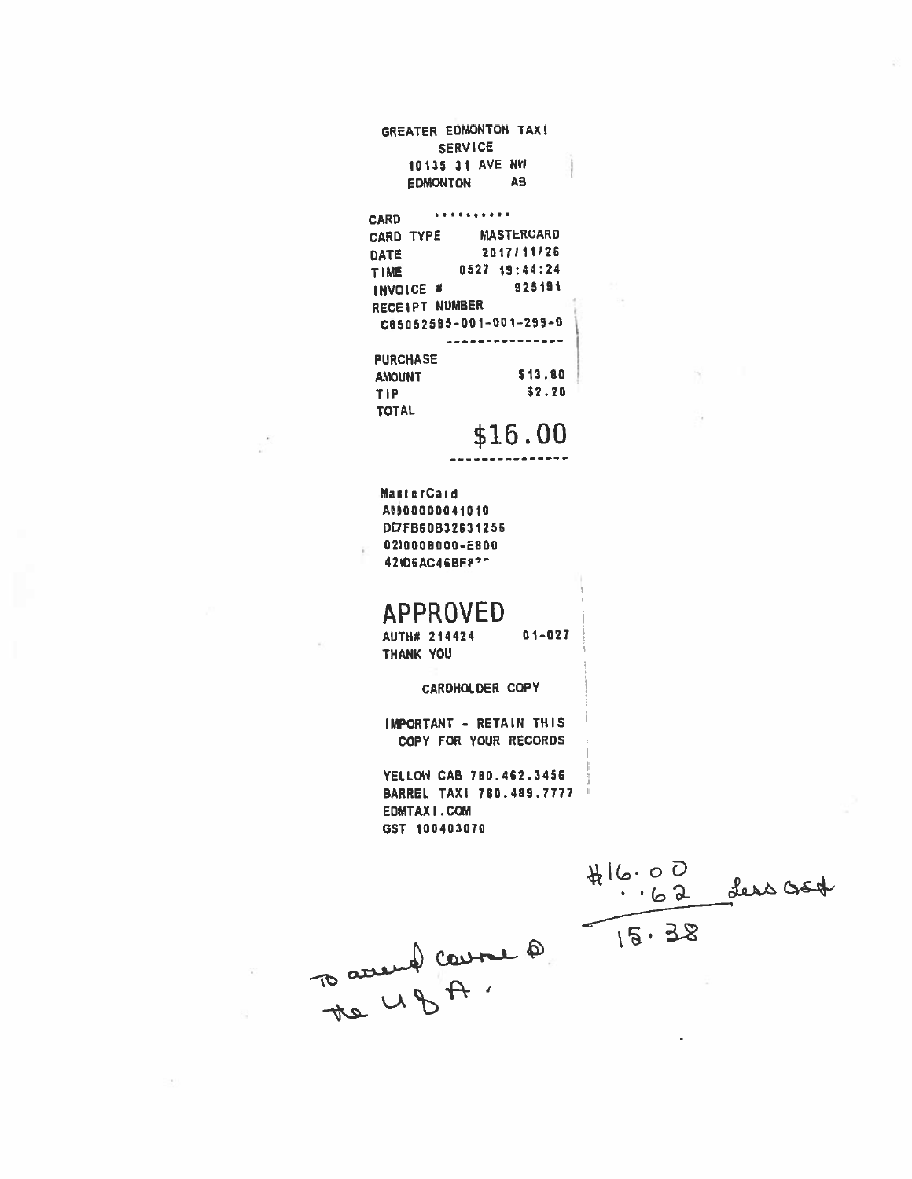GREATER EDMONTON TAXI
SERVICE
10135 31 AVE NW
EDMONTON AB

CARD ..........
CARD TYPE MASTERCARD
DATE 2017/11/26
TIME 0527 19:44:24
INVOICE # 925191
RECEIPT NUMBER
C65052585-001-001-299-0

---

PURCHASE
AMOUNT $13.80
TIP $2.20
TOTAL

**$16.00**

---

MasterCard
A0000000041010
D7FB60B32631256
0210008000-E800
4206AC46BF

**APPROVED**
AUTH# 214424 01-027
THANK YOU

CARDHOLDER COPY

IMPORTANT - RETAIN THIS
COPY FOR YOUR RECORDS

YELLOW CAB 780.462.3456
BARREL TAXI 780.489.7777
EDMTAXI.COM
GST 100403070

$16.00
.62 less GST
15.38

To attend course @ the U of A.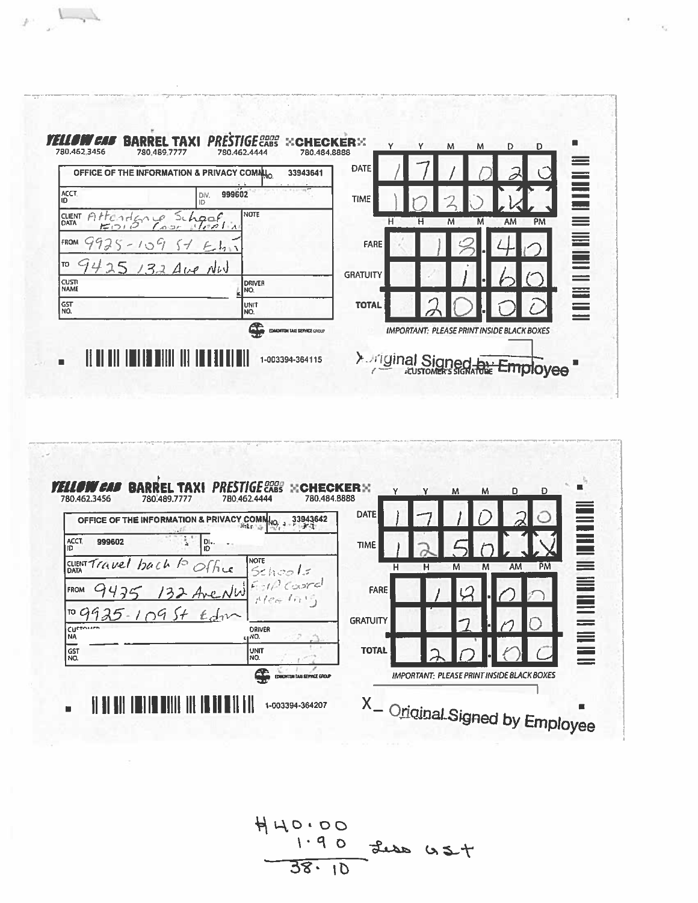**YELLOW CAB** 780.462.3456 | **BARREL TAXI** 780.489.7777 | **PRESTIGE CABS** 780.462.4444 | **CHECKER** 780.484.8888

| OFFICE OF THE INFORMATION & PRIVACY COMM | NO. 33943641 |
|---|---|
| ACCT ID | DIV. ID 999602 |
| CLIENT DATA Attendance School FOIP Coor. Meeting | NOTE |
| FROM 9925-109 St Edm | |
| TO 9425 132 Ave NW | |
| CUST NAME | DRIVER NO. |
| GST NO. | UNIT NO. |

| | Y | Y | M | M | D | D |
|---|---|---|---|---|---|---|
| DATE | 1 | 7 | 1 | 0 | 2 | 0 |

| | H | H | M | M | AM | PM |
|---|---|---|---|---|---|---|
| TIME | 1 | 0 | 3 | 0 | X | |

| | | | | | |
|---|---|---|---|---|---|
| FARE | | 1 | 8 | . 4 | 0 |
| GRATUITY | | | 1 | . 6 | 0 |
| TOTAL | | 2 | 0 | . 0 | 0 |

*IMPORTANT: PLEASE PRINT INSIDE BLACK BOXES*

EDMONTON TAXI SERVICE GROUP

1-003394-364115

X Original Signed by Employee
CUSTOMER'S SIGNATURE

---

**YELLOW CAB** 780.462.3456 | **BARREL TAXI** 780.489.7777 | **PRESTIGE CABS** 780.462.4444 | **CHECKER** 780.484.8888

| OFFICE OF THE INFORMATION & PRIVACY COMM | NO. 33943642 |
|---|---|
| ACCT ID 999602 | DIV. ID |
| CLIENT DATA Travel back to Office | NOTE Schools FOIP Coord Meeting |
| FROM 9425 132 Ave NW | |
| TO 9925-109 St Edm | |
| CUSTOMER NA | DRIVER NO. |
| GST NO. | UNIT NO. |

| | Y | Y | M | M | D | D |
|---|---|---|---|---|---|---|
| DATE | 1 | 7 | 1 | 0 | 2 | 0 |

| | H | H | M | M | AM | PM |
|---|---|---|---|---|---|---|
| TIME | 1 | 2 | 5 | 0 | | X |

| | | | | | |
|---|---|---|---|---|---|
| FARE | | 1 | 8 | . 0 | 0 |
| GRATUITY | | | 2 | . 0 | 0 |
| TOTAL | | 2 | 0 | . 0 | 0 |

*IMPORTANT: PLEASE PRINT INSIDE BLACK BOXES*

EDMONTON TAXI SERVICE GROUP

1-003394-364207

X – Original Signed by Employee

---

$40.00
 1.90 Less GST
38.10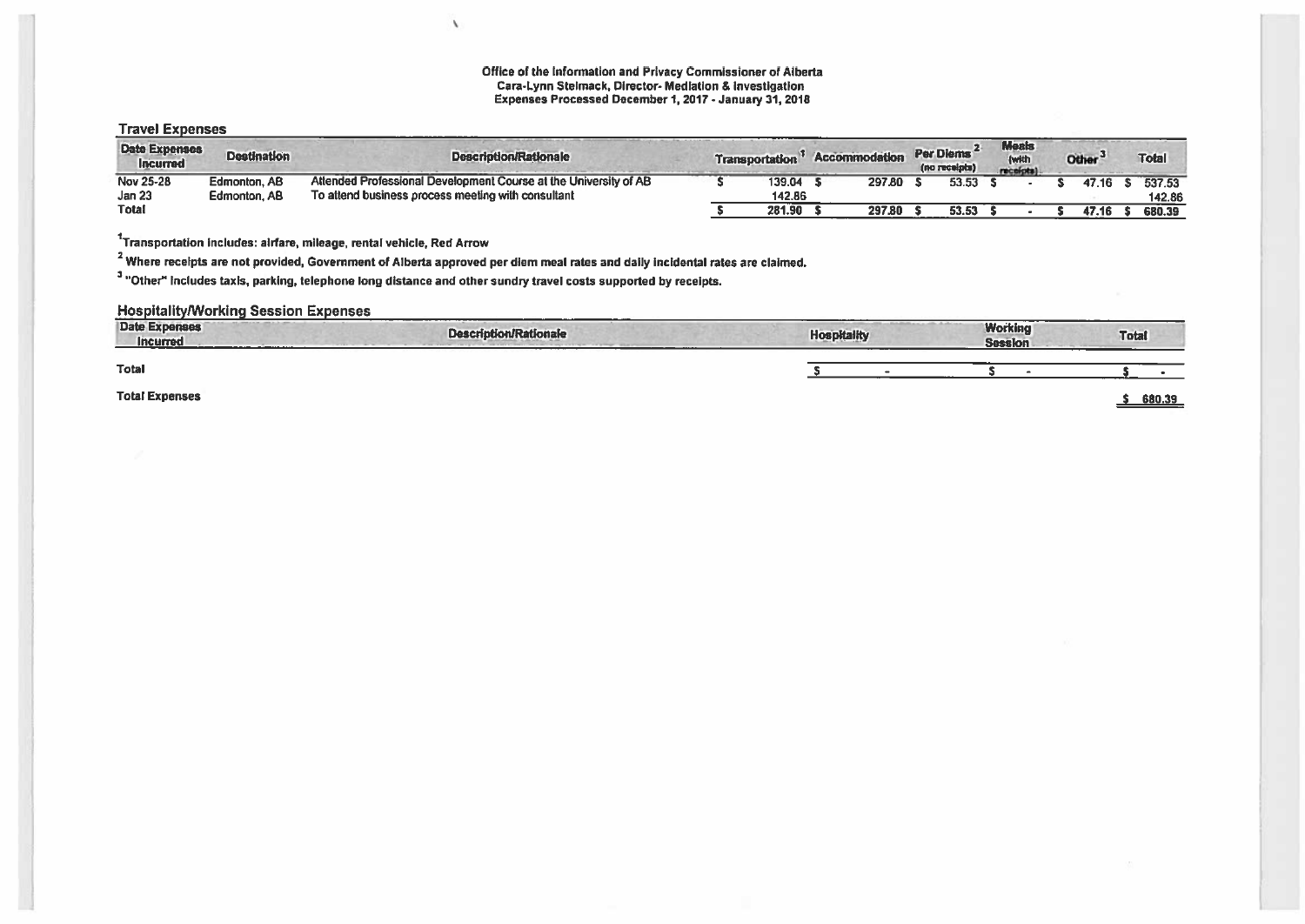**Office of the Information and Privacy Commissioner of Alberta**
**Cara-Lynn Stelmack, Director- Mediation & Investigation**
**Expenses Processed December 1, 2017 - January 31, 2018**

## Travel Expenses

| Date Expenses Incurred | Destination | Description/Rationale | Transportation [1] | Accommodation | Per Diems [2] (no receipts) | Meals (with receipts) | Other [3] | Total |
|---|---|---|---|---|---|---|---|---|
| Nov 25-28 | Edmonton, AB | Attended Professional Development Course at the University of AB | $ 139.04 | $ 297.80 | $ 53.53 | $ - | $ 47.16 | $ 537.53 |
| Jan 23 | Edmonton, AB | To attend business process meeting with consultant | 142.86 | | | | | 142.86 |
| Total | | | $ 281.90 | $ 297.80 | $ 53.53 | $ - | $ 47.16 | $ 680.39 |

[1] Transportation includes: airfare, mileage, rental vehicle, Red Arrow

[2] Where receipts are not provided, Government of Alberta approved per diem meal rates and daily incidental rates are claimed.

[3] "Other" includes taxis, parking, telephone long distance and other sundry travel costs supported by receipts.

## Hospitality/Working Session Expenses

| Date Expenses Incurred | Description/Rationale | Hospitality | Working Session | Total |
|---|---|---|---|---|
| Total | | $ - | $ - | $ - |

**Total Expenses** $ 680.39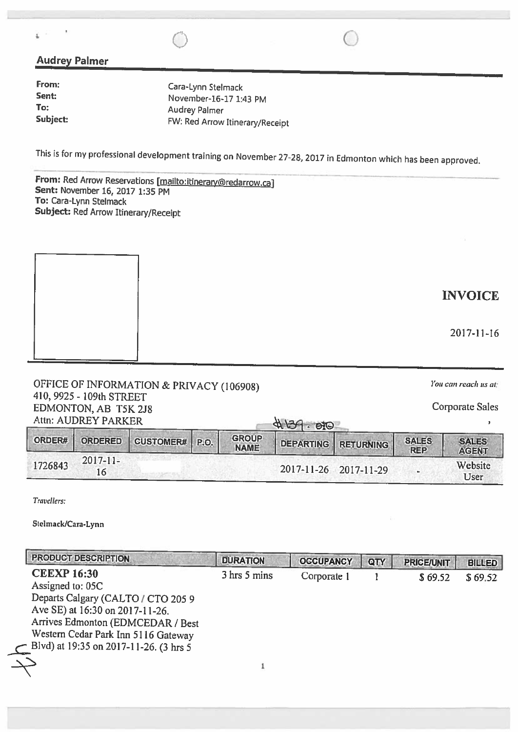## Audrey Palmer

**From:** Cara-Lynn Stelmack
**Sent:** November-16-17 1:43 PM
**To:** Audrey Palmer
**Subject:** FW: Red Arrow Itinerary/Receipt

This is for my professional development training on November 27-28, 2017 in Edmonton which has been approved.

**From:** Red Arrow Reservations [mailto:itinerary@redarrow.ca]
**Sent:** November 16, 2017 1:35 PM
**To:** Cara-Lynn Stelmack
**Subject:** Red Arrow Itinerary/Receipt

# INVOICE

2017-11-16

OFFICE OF INFORMATION & PRIVACY (106908)
410, 9925 - 109th STREET
EDMONTON, AB T5K 2J8
Attn: AUDREY PARKER

*You can reach us at:*

Corporate Sales

#139 . 010

| ORDER# | ORDERED | CUSTOMER# | P.O. | GROUP NAME | DEPARTING | RETURNING | SALES REP | SALES AGENT |
|---|---|---|---|---|---|---|---|---|
| 1726843 | 2017-11-16 | | | | 2017-11-26 | 2017-11-29 | - | Website User |

*Travellers:*

**Stelmack/Cara-Lynn**

| PRODUCT DESCRIPTION | DURATION | OCCUPANCY | QTY | PRICE/UNIT | BILLED |
|---|---|---|---|---|---|
| **CEEXP 16:30**<br>Assigned to: 05C<br>Departs Calgary (CALTO / CTO 205 9 Ave SE) at 16:30 on 2017-11-26.<br>Arrives Edmonton (EDMCEDAR / Best Western Cedar Park Inn 5116 Gateway Blvd) at 19:35 on 2017-11-26. (3 hrs 5 | 3 hrs 5 mins | Corporate 1 | 1 | $ 69.52 | $ 69.52 |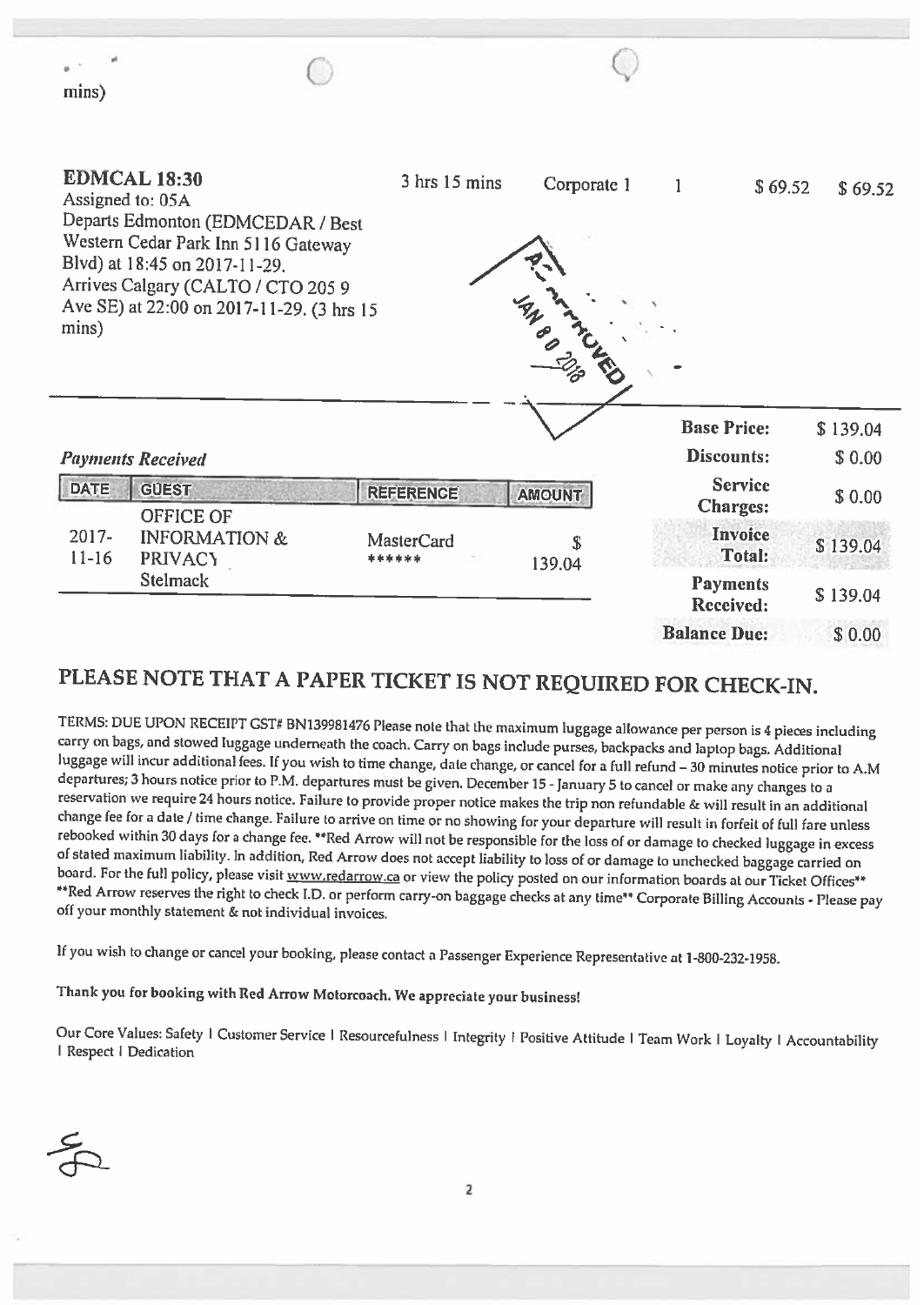mins)

| | | | | | |
|---|---|---|---|---|---|
| **EDMCAL 18:30**<br>Assigned to: 05A<br>Departs Edmonton (EDMCEDAR / Best Western Cedar Park Inn 5116 Gateway Blvd) at 18:45 on 2017-11-29.<br>Arrives Calgary (CALTO / CTO 205 9 Ave SE) at 22:00 on 2017-11-29. (3 hrs 15 mins) | 3 hrs 15 mins | Corporate 1 | 1 | $ 69.52 | $ 69.52 |

APPROVED
JAN 08 2018

| | |
|---|---|
| **Base Price:** | $ 139.04 |
| **Discounts:** | $ 0.00 |
| **Service Charges:** | $ 0.00 |
| **Invoice Total:** | $ 139.04 |
| **Payments Received:** | $ 139.04 |
| **Balance Due:** | $ 0.00 |

*Payments Received*

| DATE | GUEST | REFERENCE | AMOUNT |
|---|---|---|---|
| 2017-11-16 | OFFICE OF INFORMATION & PRIVACY Stelmack | MasterCard ****** | $ 139.04 |

## PLEASE NOTE THAT A PAPER TICKET IS NOT REQUIRED FOR CHECK-IN.

TERMS: DUE UPON RECEIPT GST# BN139981476 Please note that the maximum luggage allowance per person is 4 pieces including carry on bags, and stowed luggage underneath the coach. Carry on bags include purses, backpacks and laptop bags. Additional luggage will incur additional fees. If you wish to time change, date change, or cancel for a full refund – 30 minutes notice prior to A.M departures; 3 hours notice prior to P.M. departures must be given. December 15 - January 5 to cancel or make any changes to a reservation we require 24 hours notice. Failure to provide proper notice makes the trip non refundable & will result in an additional change fee for a date / time change. Failure to arrive on time or no showing for your departure will result in forfeit of full fare unless rebooked within 30 days for a change fee. **Red Arrow will not be responsible for the loss of or damage to checked luggage in excess of stated maximum liability. In addition, Red Arrow does not accept liability to loss of or damage to unchecked baggage carried on board. For the full policy, please visit www.redarrow.ca or view the policy posted on our information boards at our Ticket Offices** **Red Arrow reserves the right to check I.D. or perform carry-on baggage checks at any time** Corporate Billing Accounts - Please pay off your monthly statement & not individual invoices.

If you wish to change or cancel your booking, please contact a Passenger Experience Representative at 1-800-232-1958.

Thank you for booking with Red Arrow Motorcoach. We appreciate your business!

Our Core Values: Safety I Customer Service I Resourcefulness I Integrity I Positive Attitude I Team Work I Loyalty I Accountability I Respect I Dedication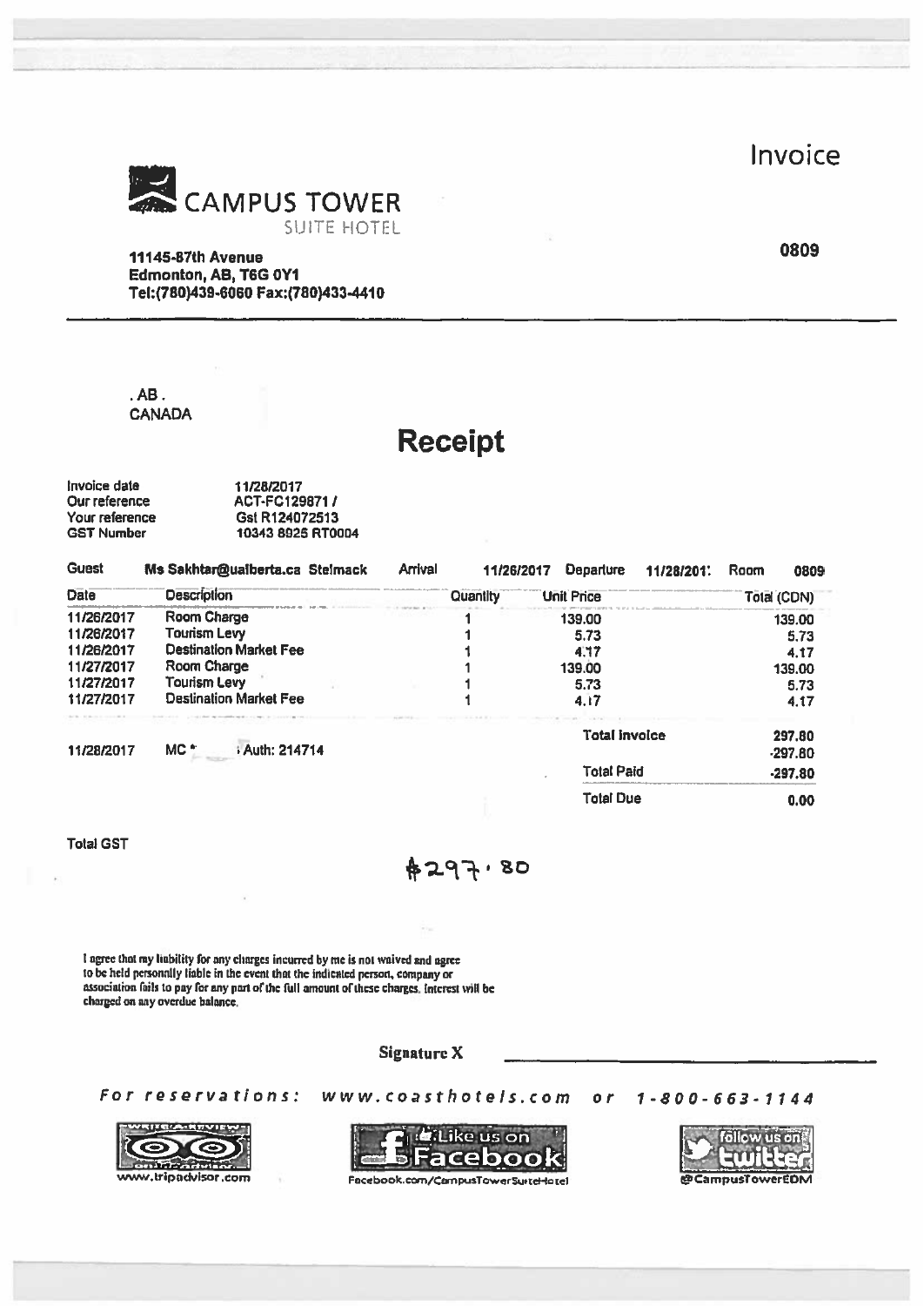# Invoice

**CAMPUS TOWER**
SUITE HOTEL

**11145-87th Avenue**
**Edmonton, AB, T6G 0Y1**
**Tel:(780)439-6060 Fax:(780)433-4410**

**0809**

. AB .
CANADA

# Receipt

| | |
|---|---|
| Invoice date | 11/28/2017 |
| Our reference | ACT-FC129871 / |
| Your reference | Gst R124072513 |
| GST Number | 10343 8925 RT0004 |

Guest: Ms Sakhtar@ualberta.ca Stelmack | Arrival: 11/26/2017 | Departure: 11/28/201: | Room: 0809

| Date | Description | Quantity | Unit Price | Total (CDN) |
|---|---|---|---|---|
| 11/26/2017 | Room Charge | 1 | 139.00 | 139.00 |
| 11/26/2017 | Tourism Levy | 1 | 5.73 | 5.73 |
| 11/26/2017 | Destination Market Fee | 1 | 4.17 | 4.17 |
| 11/27/2017 | Room Charge | 1 | 139.00 | 139.00 |
| 11/27/2017 | Tourism Levy | 1 | 5.73 | 5.73 |
| 11/27/2017 | Destination Market Fee | 1 | 4.17 | 4.17 |
| | | | Total Invoice | 297.80 |
| 11/28/2017 | MC * Auth: 214714 | | | -297.80 |
| | | | Total Paid | -297.80 |
| | | | Total Due | 0.00 |

Total GST

$297.80

I agree that my liability for any charges incurred by me is not waived and agree to be held personally liable in the event that the indicated person, company or association fails to pay for any part of the full amount of these charges. Interest will be charged on any overdue balance.

**Signature X** ______________________

*For reservations: www.coasthotels.com or 1-800-663-1144*

www.tripadvisor.com | Like us on Facebook — Facebook.com/CampusTowerSuiteHotel | follow us on twitter — @CampusTowerEDM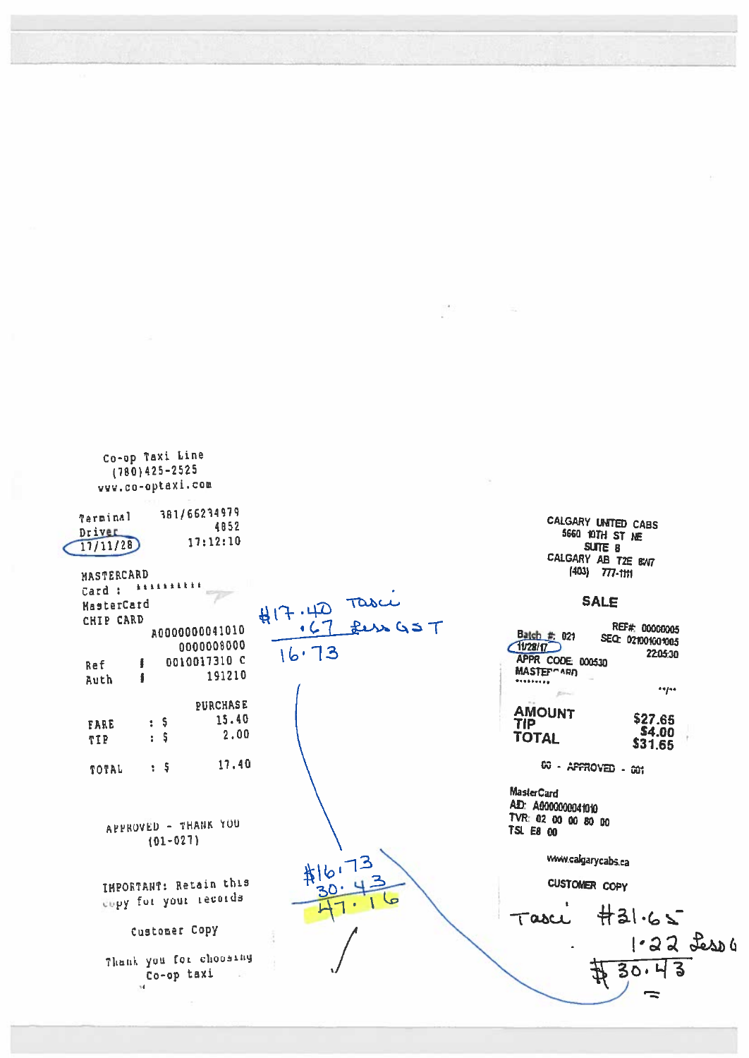Co-op Taxi Line
(780)425-2525
www.co-optaxi.com

| | |
|---|---|
| Terminal | 381/66234979 |
| Driver | 4852 |
| 17/11/28 | 17:12:10 |

MASTERCARD
Card : **********
MasterCard
CHIP CARD
A0000000041010
0000008000

| | | |
|---|---|---|
| Ref | # | 0010017310 C |
| Auth | # | 191210 |

| | | PURCHASE |
|---|---|---|
| FARE | : $ | 15.40 |
| TIP | : $ | 2.00 |
| TOTAL | : $ | 17.40 |

APPROVED - THANK YOU
(01-027)

IMPORTANT: Retain this copy for your records

Customer Copy

Thank you for choosing Co-op taxi

#17.40 Taxi
.67 Less GST
16.73

#16.73
30.43
47.16

CALGARY UNITED CABS
5660 10TH ST NE
SUITE 8
CALGARY AB T2E 8W7
(403) 777-1111

## SALE

| | |
|---|---|
| Batch #: 021 | REF#: 00000005 |
| 11/28/17 | SEQ: 021001001005 |
| | 22:05:30 |

APPR CODE: 000530
MASTERCARD
********* **/**

| | |
|---|---|
| **AMOUNT** | $27.65 |
| **TIP** | $4.00 |
| **TOTAL** | $31.65 |

00 - APPROVED - 001

MasterCard
AID: A0000000041010
TVR: 02 00 00 80 00
TSI: E8 00

www.calgarycabs.ca

CUSTOMER COPY

Taxi #31.65
1.22 Less G
#30.43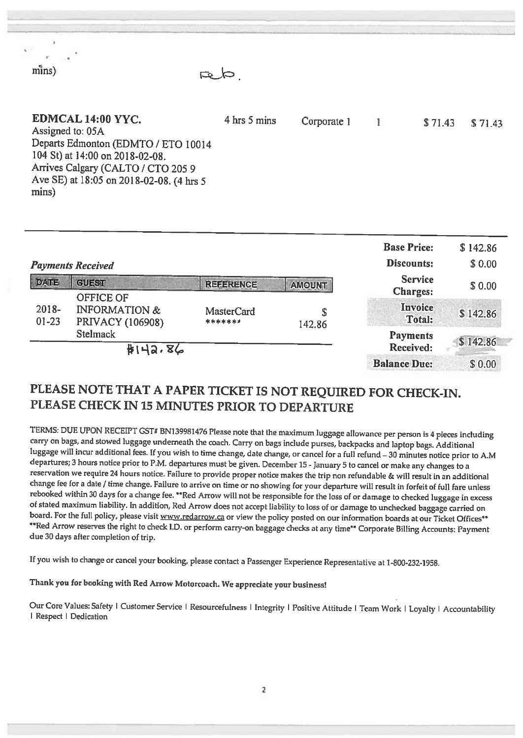mins) Feb.

**EDMCAL 14:00 YYC.** | 4 hrs 5 mins | Corporate 1 | 1 | $ 71.43 | $ 71.43

Assigned to: 05A
Departs Edmonton (EDMTO / ETO 10014 104 St) at 14:00 on 2018-02-08.
Arrives Calgary (CALTO / CTO 205 9 Ave SE) at 18:05 on 2018-02-08. (4 hrs 5 mins)

| | |
|---|---|
| **Base Price:** | $ 142.86 |
| **Discounts:** | $ 0.00 |
| **Service Charges:** | $ 0.00 |
| **Invoice Total:** | $ 142.86 |
| **Payments Received:** | $ 142.86 |
| **Balance Due:** | $ 0.00 |

*Payments Received*

| DATE | GUEST | REFERENCE | AMOUNT |
|---|---|---|---|
| 2018-01-23 | OFFICE OF INFORMATION & PRIVACY (106908) Stelmack | MasterCard ******* | $ 142.86 |

#142.86

## PLEASE NOTE THAT A PAPER TICKET IS NOT REQUIRED FOR CHECK-IN. PLEASE CHECK IN 15 MINUTES PRIOR TO DEPARTURE

TERMS: DUE UPON RECEIPT GST# BN139981476 Please note that the maximum luggage allowance per person is 4 pieces including carry on bags, and stowed luggage underneath the coach. Carry on bags include purses, backpacks and laptop bags. Additional luggage will incur additional fees. If you wish to time change, date change, or cancel for a full refund – 30 minutes notice prior to A.M departures; 3 hours notice prior to P.M. departures must be given. December 15 - January 5 to cancel or make any changes to a reservation we require 24 hours notice. Failure to provide proper notice makes the trip non refundable & will result in an additional change fee for a date / time change. Failure to arrive on time or no showing for your departure will result in forfeit of full fare unless rebooked within 30 days for a change fee. **Red Arrow will not be responsible for the loss of or damage to checked luggage in excess of stated maximum liability. In addition, Red Arrow does not accept liability to loss of or damage to unchecked baggage carried on board. For the full policy, please visit www.redarrow.ca or view the policy posted on our information boards at our Ticket Offices** **Red Arrow reserves the right to check I.D. or perform carry-on baggage checks at any time** Corporate Billing Accounts: Payment due 30 days after completion of trip.

If you wish to change or cancel your booking, please contact a Passenger Experience Representative at 1-800-232-1958.

Thank you for booking with Red Arrow Motorcoach. We appreciate your business!

Our Core Values: Safety | Customer Service | Resourcefulness | Integrity | Positive Attitude | Team Work | Loyalty | Accountability | Respect | Dedication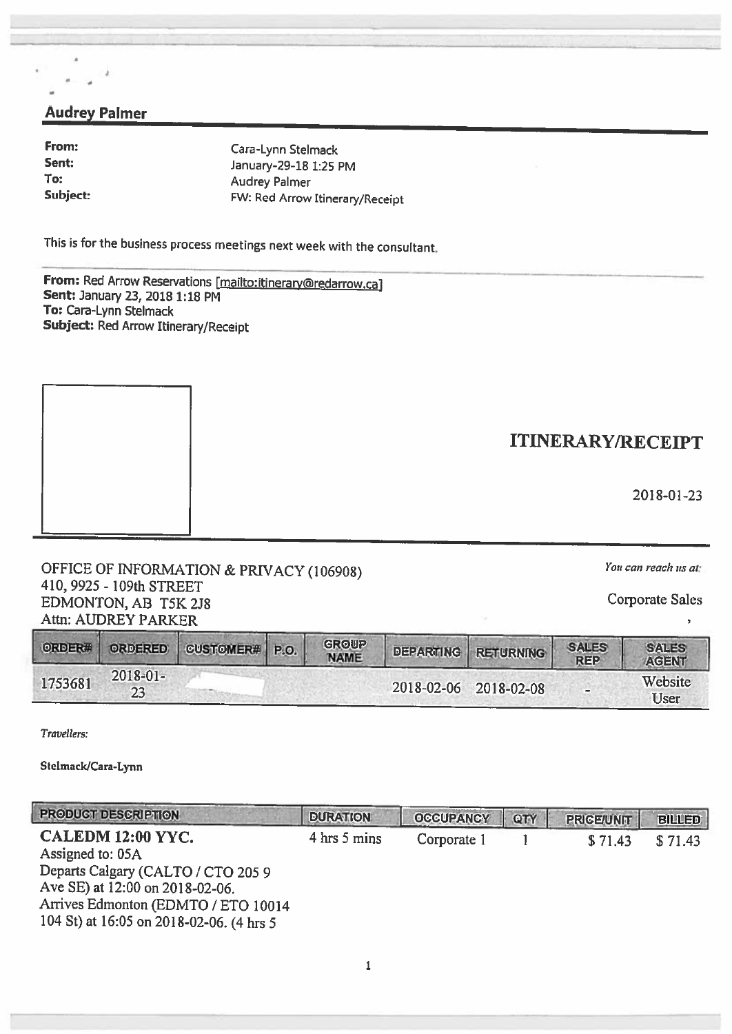## Audrey Palmer

**From:** Cara-Lynn Stelmack
**Sent:** January-29-18 1:25 PM
**To:** Audrey Palmer
**Subject:** FW: Red Arrow Itinerary/Receipt

This is for the business process meetings next week with the consultant.

---

**From:** Red Arrow Reservations [mailto:itinerary@redarrow.ca]
**Sent:** January 23, 2018 1:18 PM
**To:** Cara-Lynn Stelmack
**Subject:** Red Arrow Itinerary/Receipt

# ITINERARY/RECEIPT

2018-01-23

OFFICE OF INFORMATION & PRIVACY (106908)
410, 9925 - 109th STREET
EDMONTON, AB T5K 2J8
Attn: AUDREY PARKER

*You can reach us at:*

Corporate Sales

,

| ORDER# | ORDERED | CUSTOMER# | P.O. | GROUP NAME | DEPARTING | RETURNING | SALES REP | SALES AGENT |
|---|---|---|---|---|---|---|---|---|
| 1753681 | 2018-01-23 | | | | 2018-02-06 | 2018-02-08 | - | Website User |

*Travellers:*

**Stelmack/Cara-Lynn**

| PRODUCT DESCRIPTION | DURATION | OCCUPANCY | QTY | PRICE/UNIT | BILLED |
|---|---|---|---|---|---|
| **CALEDM 12:00 YYC.** Assigned to: 05A Departs Calgary (CALTO / CTO 205 9 Ave SE) at 12:00 on 2018-02-06. Arrives Edmonton (EDMTO / ETO 10014 104 St) at 16:05 on 2018-02-06. (4 hrs 5 | 4 hrs 5 mins | Corporate 1 | 1 | $ 71.43 | $ 71.43 |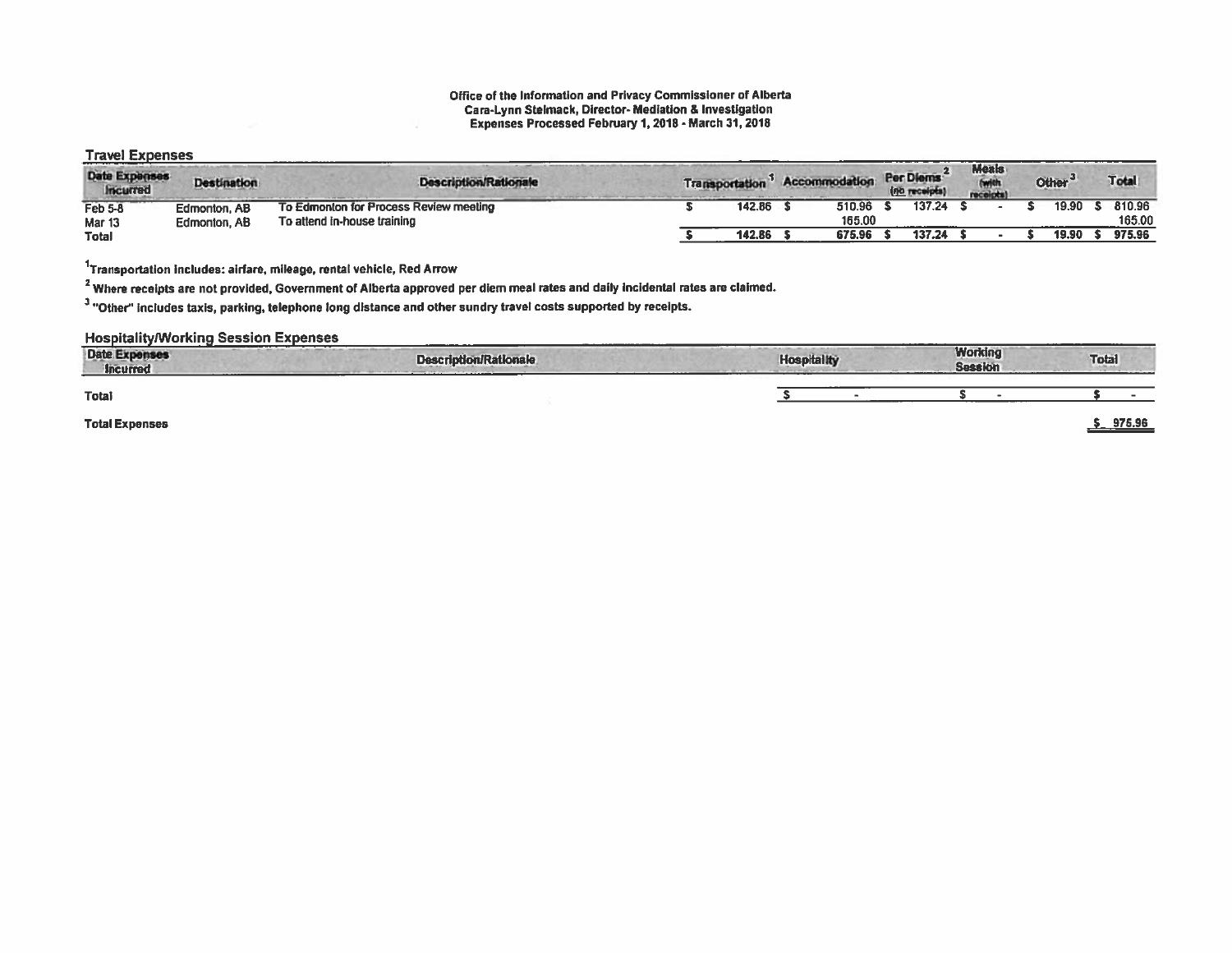**Office of the Information and Privacy Commissioner of Alberta**
**Cara-Lynn Stelmack, Director- Mediation & Investigation**
**Expenses Processed February 1, 2018 - March 31, 2018**

## Travel Expenses

| Date Expenses Incurred | Destination | Description/Rationale | Transportation [1] | Accommodation | Per Diems [2] (no receipts) | Meals (with receipts) | Other [3] | Total |
|---|---|---|---|---|---|---|---|---|
| Feb 5-8 | Edmonton, AB | To Edmonton for Process Review meeting | $ 142.86 | $ 510.96 | $ 137.24 | $ - | $ 19.90 | $ 810.96 |
| Mar 13 | Edmonton, AB | To attend in-house training | | 165.00 | | | | 165.00 |
| **Total** | | | **$ 142.86** | **$ 675.96** | **$ 137.24** | **$ -** | **$ 19.90** | **$ 975.96** |

[1]Transportation includes: airfare, mileage, rental vehicle, Red Arrow

[2] Where receipts are not provided, Government of Alberta approved per diem meal rates and daily incidental rates are claimed.

[3] "Other" includes taxis, parking, telephone long distance and other sundry travel costs supported by receipts.

## Hospitality/Working Session Expenses

| Date Expenses Incurred | Description/Rationale | Hospitality | Working Session | Total |
|---|---|---|---|---|
| **Total** | | $ - | $ - | $ - |

**Total Expenses** $ 975.96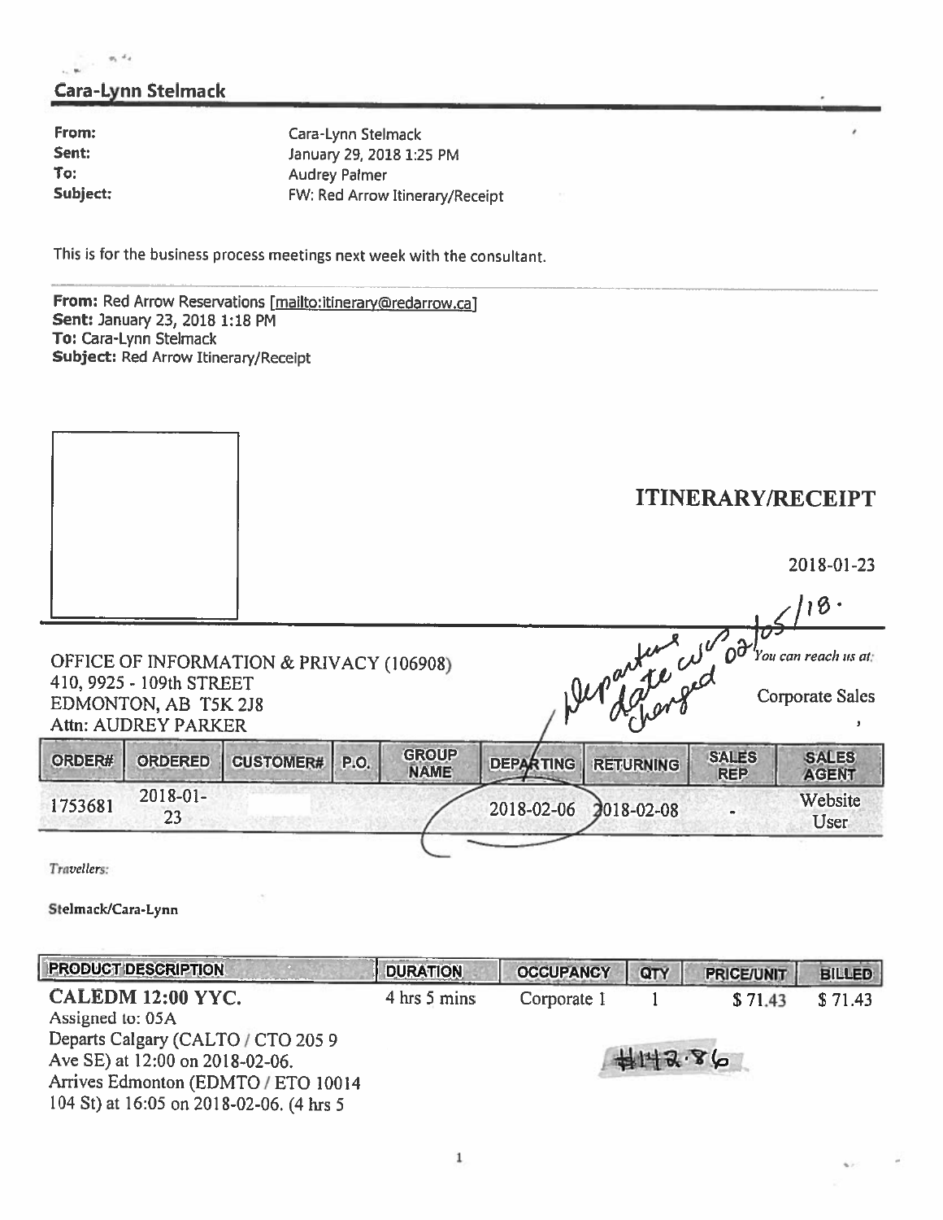## Cara-Lynn Stelmack

**From:** Cara-Lynn Stelmack
**Sent:** January 29, 2018 1:25 PM
**To:** Audrey Palmer
**Subject:** FW: Red Arrow Itinerary/Receipt

This is for the business process meetings next week with the consultant.

**From:** Red Arrow Reservations [mailto:itinerary@redarrow.ca]
**Sent:** January 23, 2018 1:18 PM
**To:** Cara-Lynn Stelmack
**Subject:** Red Arrow Itinerary/Receipt

# ITINERARY/RECEIPT

2018-01-23

*Departure date was changed 02/05/18.*

OFFICE OF INFORMATION & PRIVACY (106908)
410, 9925 - 109th STREET
EDMONTON, AB T5K 2J8
Attn: AUDREY PARKER

*You can reach us at:*

Corporate Sales

| ORDER# | ORDERED | CUSTOMER# | P.O. | GROUP NAME | DEPARTING | RETURNING | SALES REP | SALES AGENT |
|---|---|---|---|---|---|---|---|---|
| 1753681 | 2018-01-23 | | | | 2018-02-06 | 2018-02-08 | - | Website User |

*Travellers:*

**Stelmack/Cara-Lynn**

| PRODUCT DESCRIPTION | DURATION | OCCUPANCY | QTY | PRICE/UNIT | BILLED |
|---|---|---|---|---|---|
| **CALEDM 12:00 YYC.** Assigned to: 05A Departs Calgary (CALTO / CTO 205 9 Ave SE) at 12:00 on 2018-02-06. Arrives Edmonton (EDMTO / ETO 10014 104 St) at 16:05 on 2018-02-06. (4 hrs 5 | 4 hrs 5 mins | Corporate 1 | 1 | $ 71.43 | $ 71.43 |

#142.86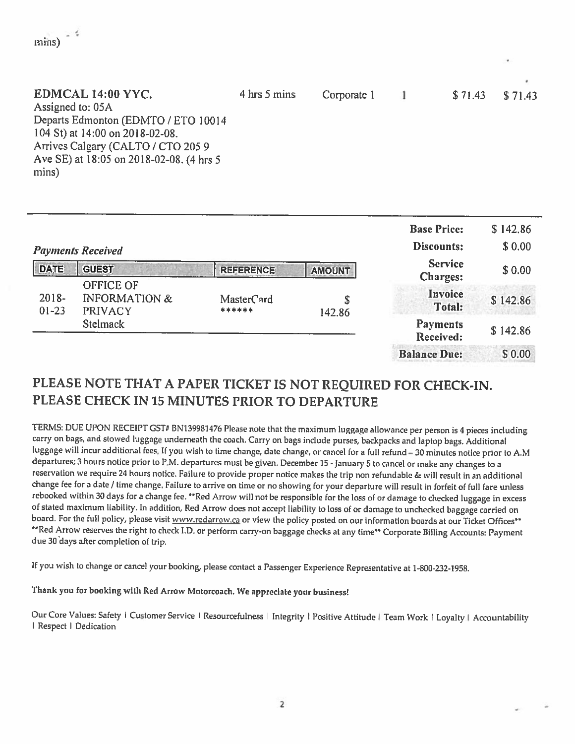mins)

| | | | | | |
|---|---|---|---|---|---|
| **EDMCAL 14:00 YYC.** Assigned to: 05A Departs Edmonton (EDMTO / ETO 10014 104 St) at 14:00 on 2018-02-08. Arrives Calgary (CALTO / CTO 205 9 Ave SE) at 18:05 on 2018-02-08. (4 hrs 5 mins) | 4 hrs 5 mins | Corporate 1 | 1 | $ 71.43 | $ 71.43 |

***Payments Received***

| DATE | GUEST | REFERENCE | AMOUNT |
|---|---|---|---|
| 2018-01-23 | OFFICE OF INFORMATION & PRIVACY Stelmack | MasterCard ****** | $ 142.86 |

| | |
|---|---|
| **Base Price:** | $ 142.86 |
| **Discounts:** | $ 0.00 |
| **Service Charges:** | $ 0.00 |
| **Invoice Total:** | $ 142.86 |
| **Payments Received:** | $ 142.86 |
| **Balance Due:** | $ 0.00 |

## PLEASE NOTE THAT A PAPER TICKET IS NOT REQUIRED FOR CHECK-IN. PLEASE CHECK IN 15 MINUTES PRIOR TO DEPARTURE

TERMS: DUE UPON RECEIPT GST# BN139981476 Please note that the maximum luggage allowance per person is 4 pieces including carry on bags, and stowed luggage underneath the coach. Carry on bags include purses, backpacks and laptop bags. Additional luggage will incur additional fees. If you wish to time change, date change, or cancel for a full refund – 30 minutes notice prior to A.M departures; 3 hours notice prior to P.M. departures must be given. December 15 - January 5 to cancel or make any changes to a reservation we require 24 hours notice. Failure to provide proper notice makes the trip non refundable & will result in an additional change fee for a date / time change. Failure to arrive on time or no showing for your departure will result in forfeit of full fare unless rebooked within 30 days for a change fee. **Red Arrow will not be responsible for the loss of or damage to checked luggage in excess of stated maximum liability. In addition, Red Arrow does not accept liability to loss of or damage to unchecked baggage carried on board. For the full policy, please visit www.redarrow.ca or view the policy posted on our information boards at our Ticket Offices** **Red Arrow reserves the right to check I.D. or perform carry-on baggage checks at any time** Corporate Billing Accounts: Payment due 30 days after completion of trip.

If you wish to change or cancel your booking, please contact a Passenger Experience Representative at 1-800-232-1958.

Thank you for booking with Red Arrow Motorcoach. We appreciate your business!

Our Core Values: Safety | Customer Service | Resourcefulness | Integrity | Positive Attitude | Team Work | Loyalty | Accountability | Respect | Dedication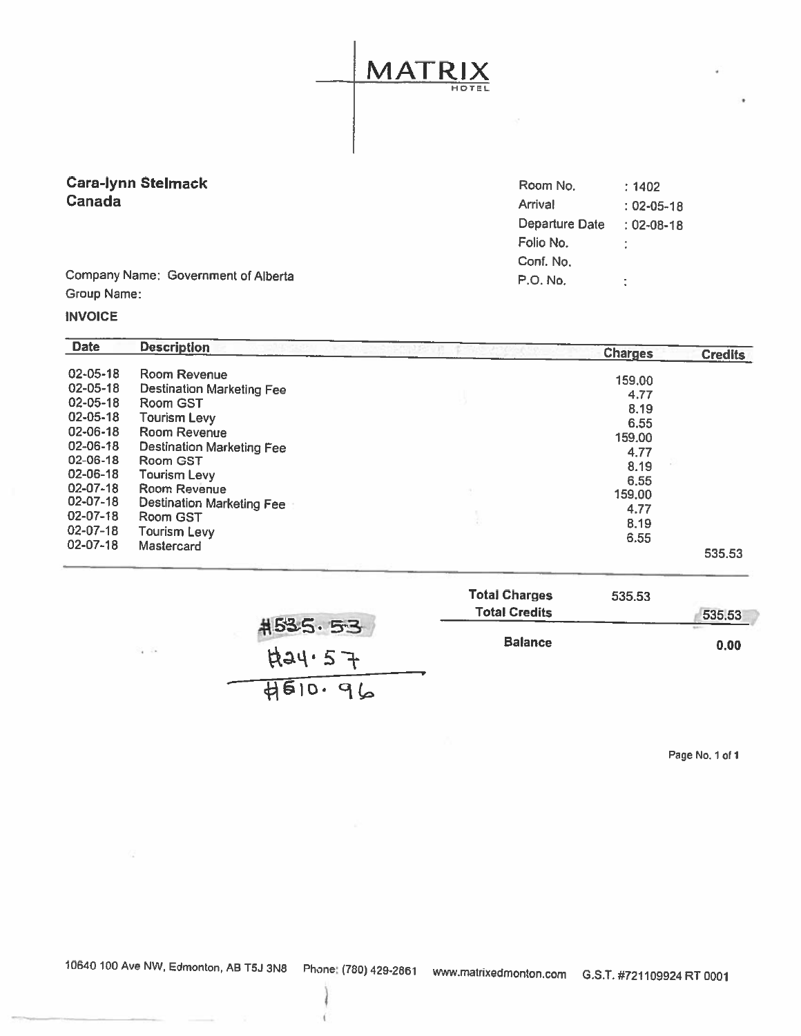MATRIX
HOTEL

**Cara-lynn Stelmack**
**Canada**

| | |
|---|---|
| Room No. | : 1402 |
| Arrival | : 02-05-18 |
| Departure Date | : 02-08-18 |
| Folio No. | : |
| Conf. No. | |
| P.O. No. | : |

Company Name: Government of Alberta
Group Name:

**INVOICE**

| Date | Description | Charges | Credits |
|---|---|---|---|
| 02-05-18 | Room Revenue | 159.00 | |
| 02-05-18 | Destination Marketing Fee | 4.77 | |
| 02-05-18 | Room GST | 8.19 | |
| 02-05-18 | Tourism Levy | 6.55 | |
| 02-06-18 | Room Revenue | 159.00 | |
| 02-06-18 | Destination Marketing Fee | 4.77 | |
| 02-06-18 | Room GST | 8.19 | |
| 02-06-18 | Tourism Levy | 6.55 | |
| 02-07-18 | Room Revenue | 159.00 | |
| 02-07-18 | Destination Marketing Fee | 4.77 | |
| 02-07-18 | Room GST | 8.19 | |
| 02-07-18 | Tourism Levy | 6.55 | |
| 02-07-18 | Mastercard | | 535.53 |

| | | |
|---|---|---|
| **Total Charges** | 535.53 | |
| **Total Credits** | | 535.53 |
| **Balance** | | **0.00** |

#535.53
#24.57
#610.96

10640 100 Ave NW, Edmonton, AB T5J 3N8 Phone: (780) 429-2861 www.matrixedmonton.com G.S.T. #721109924 RT 0001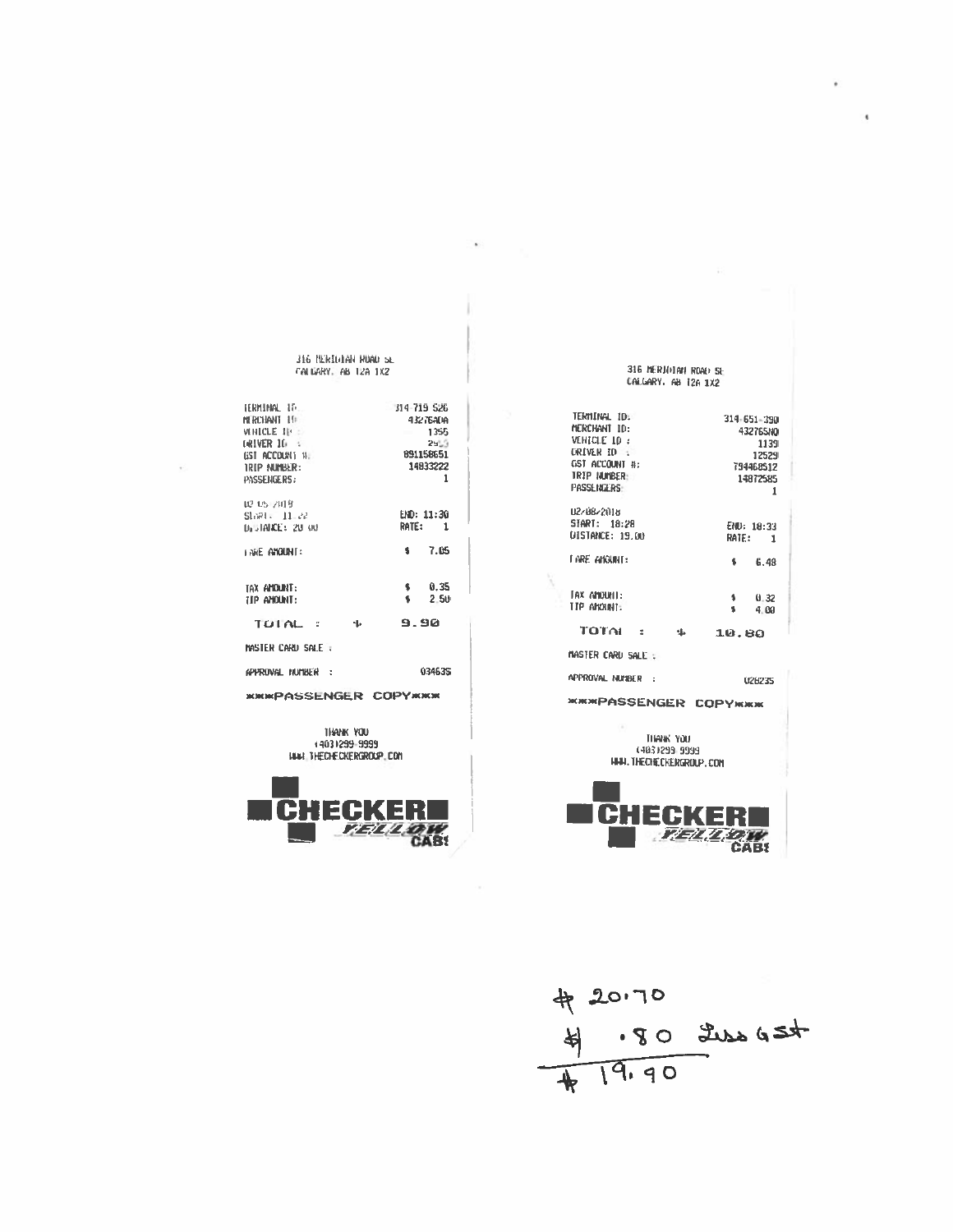316 MERIDIAN ROAD SE
CALGARY, AB T2A 1X2

| | |
|---|---|
| TERMINAL ID: | 314-719-526 |
| MERCHANT ID: | 43276ADA |
| VEHICLE ID: | 1356 |
| DRIVER ID: | 2565 |
| GST ACCOUNT #: | 891158651 |
| TRIP NUMBER: | 14833222 |
| PASSENGERS: | 1 |

02/05/2018
START: 11:22 END: 11:30
DISTANCE: 20.00 RATE: 1

| | |
|---|---|
| FARE AMOUNT: | $ 7.05 |
| TAX AMOUNT: | $ 0.35 |
| TIP AMOUNT: | $ 2.50 |
| **TOTAL :** | **$ 9.90** |

MASTER CARD SALE :

APPROVAL NUMBER : 03463S

\*\*\*PASSENGER COPY\*\*\*

THANK YOU
(403)299-9999
WWW.THECHECKERGROUP.COM

CHECKER YELLOW CABS

---

316 MERIDIAN ROAD SE
CALGARY, AB T2A 1X2

| | |
|---|---|
| TERMINAL ID: | 314-651-350 |
| MERCHANT ID: | 43276SNO |
| VEHICLE ID: | 1139 |
| DRIVER ID: | 12529 |
| GST ACCOUNT #: | 794468512 |
| TRIP NUMBER: | 14872585 |
| PASSENGERS: | 1 |

02/08/2018
START: 18:28 END: 18:33
DISTANCE: 19.00 RATE: 1

| | |
|---|---|
| FARE AMOUNT: | $ 6.48 |
| TAX AMOUNT: | $ 0.32 |
| TIP AMOUNT: | $ 4.00 |
| **TOTAL :** | **$ 10.80** |

MASTER CARD SALE :

APPROVAL NUMBER : 026235

\*\*\*PASSENGER COPY\*\*\*

THANK YOU
(403)299-9999
WWW.THECHECKERGROUP.COM

CHECKER YELLOW CABS

---

$ 20.70
$ .80 Less GST
$ 19.90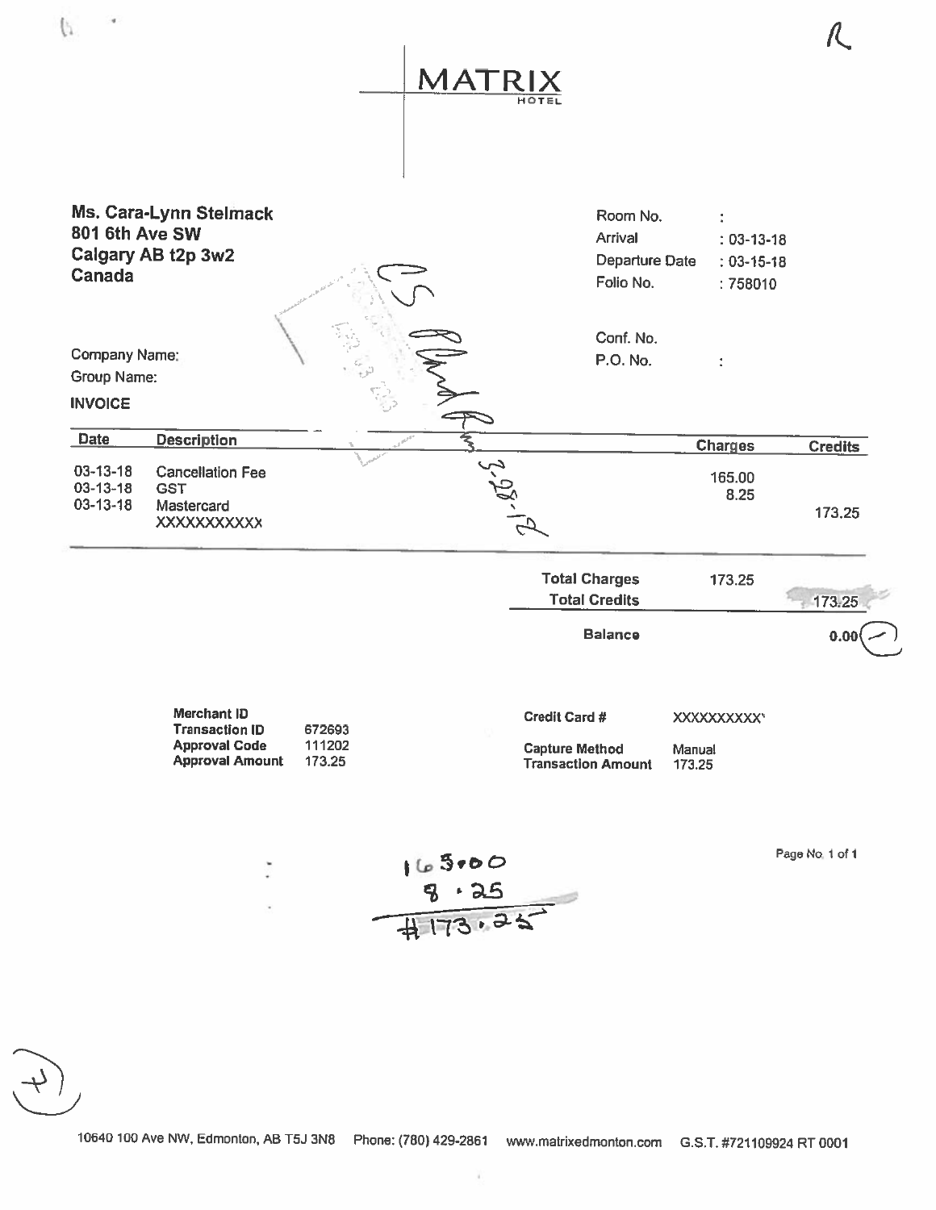# MATRIX

HOTEL

**Ms. Cara-Lynn Stelmack**
**801 6th Ave SW**
**Calgary AB t2p 3w2**
**Canada**

| | |
|---|---|
| Room No. | : |
| Arrival | : 03-13-18 |
| Departure Date | : 03-15-18 |
| Folio No. | : 758010 |
| Conf. No. | |
| P.O. No. | : |

Company Name:
Group Name:

**INVOICE**

| Date | Description | Charges | Credits |
|---|---|---|---|
| 03-13-18 | Cancellation Fee | 165.00 | |
| 03-13-18 | GST | 8.25 | |
| 03-13-18 | Mastercard XXXXXXXXXXX | | 173.25 |

| | | |
|---|---|---|
| **Total Charges** | 173.25 | |
| **Total Credits** | | 173.25 |
| **Balance** | | **0.00** |

| | |
|---|---|
| **Merchant ID** | |
| **Transaction ID** | 672693 |
| **Approval Code** | 111202 |
| **Approval Amount** | 173.25 |

| | |
|---|---|
| **Credit Card #** | XXXXXXXXXX |
| **Capture Method** | Manual |
| **Transaction Amount** | 173.25 |

165.00
8.25
#173.25

10640 100 Ave NW, Edmonton, AB T5J 3N8 Phone: (780) 429-2861 www.matrixedmonton.com G.S.T. #721109924 RT 0001